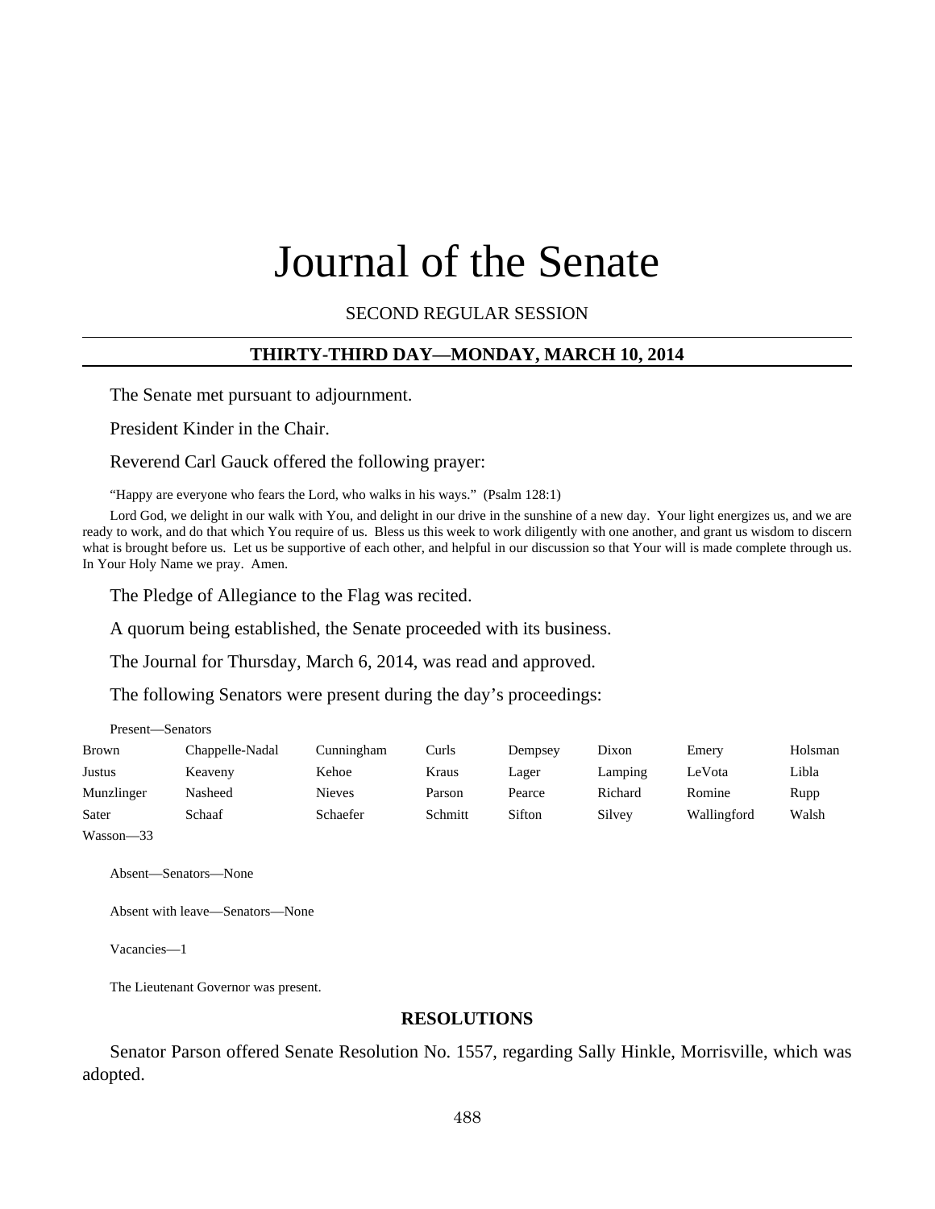# Journal of the Senate

SECOND REGULAR SESSION

## THIRTY-THIRD DAY—MONDAY, MARCH 10, 2014

The Senate met pursuant to adjournment.

President Kinder in the Chair.

Reverend Carl Gauck offered the following prayer:

"Happy are everyone who fears the Lord, who walks in his ways." (Psalm 128:1)

Lord God, we delight in our walk with You, and delight in our drive in the sunshine of a new day. Your light energizes us, and we are ready to work, and do that which You require of us. Bless us this week to work diligently with one another, and grant us wisdom to discern what is brought before us. Let us be supportive of each other, and helpful in our discussion so that Your will is made complete through us. In Your Holy Name we pray. Amen.

The Pledge of Allegiance to the Flag was recited.

A quorum being established, the Senate proceeded with its business.

The Journal for Thursday, March 6, 2014, was read and approved.

The following Senators were present during the day's proceedings:

Present—Senators

| | | | | | | | |
|---|---|---|---|---|---|---|---|
| Brown | Chappelle-Nadal | Cunningham | Curls | Dempsey | Dixon | Emery | Holsman |
| Justus | Keaveny | Kehoe | Kraus | Lager | Lamping | LeVota | Libla |
| Munzlinger | Nasheed | Nieves | Parson | Pearce | Richard | Romine | Rupp |
| Sater | Schaaf | Schaefer | Schmitt | Sifton | Silvey | Wallingford | Walsh |
| Wasson—33 | | | | | | | |

Absent—Senators—None

Absent with leave—Senators—None

Vacancies—1

The Lieutenant Governor was present.

### RESOLUTIONS

Senator Parson offered Senate Resolution No. 1557, regarding Sally Hinkle, Morrisville, which was adopted.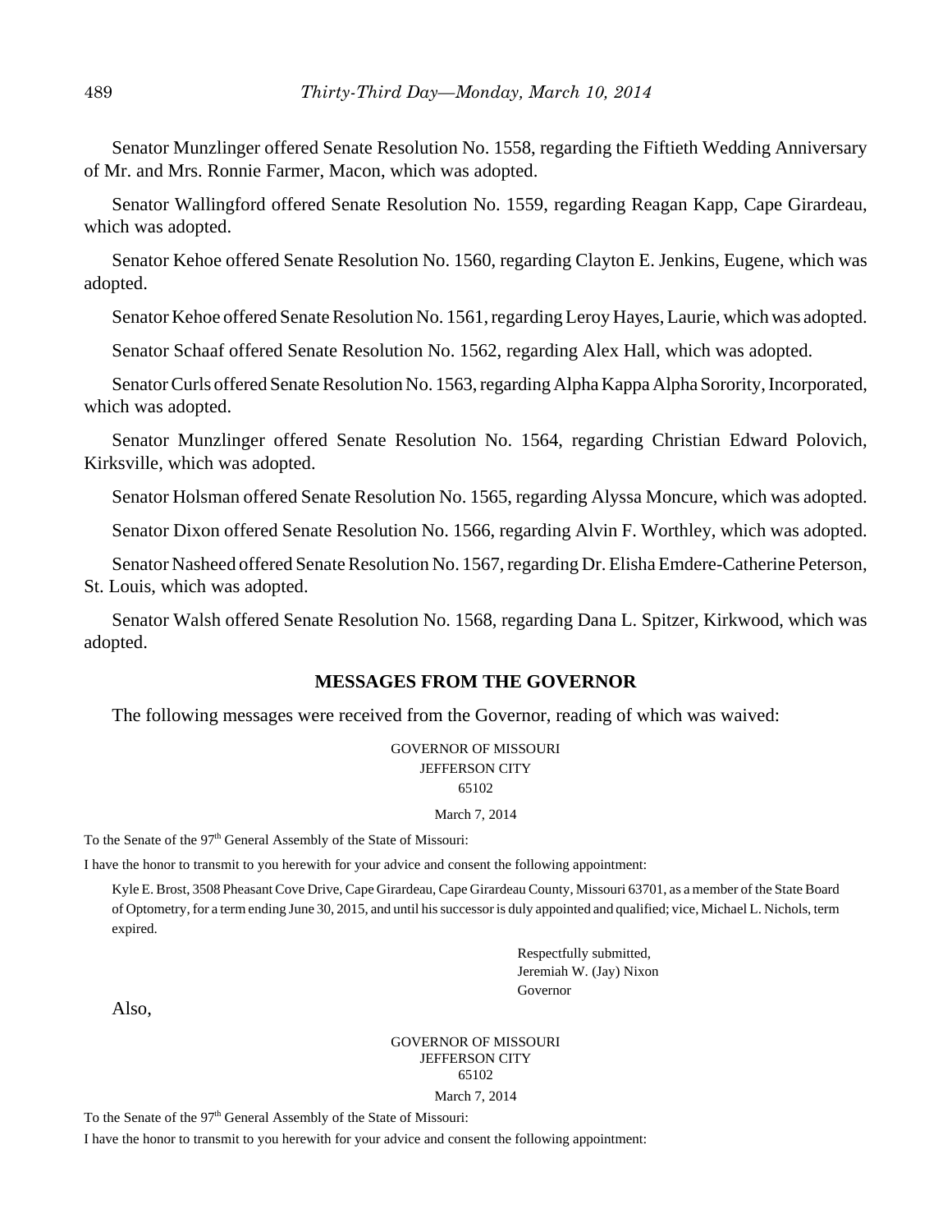Senator Munzlinger offered Senate Resolution No. 1558, regarding the Fiftieth Wedding Anniversary of Mr. and Mrs. Ronnie Farmer, Macon, which was adopted.

Senator Wallingford offered Senate Resolution No. 1559, regarding Reagan Kapp, Cape Girardeau, which was adopted.

Senator Kehoe offered Senate Resolution No. 1560, regarding Clayton E. Jenkins, Eugene, which was adopted.

Senator Kehoe offered Senate Resolution No. 1561, regarding Leroy Hayes, Laurie, which was adopted.

Senator Schaaf offered Senate Resolution No. 1562, regarding Alex Hall, which was adopted.

Senator Curls offered Senate Resolution No. 1563, regarding Alpha Kappa Alpha Sorority, Incorporated, which was adopted.

Senator Munzlinger offered Senate Resolution No. 1564, regarding Christian Edward Polovich, Kirksville, which was adopted.

Senator Holsman offered Senate Resolution No. 1565, regarding Alyssa Moncure, which was adopted.

Senator Dixon offered Senate Resolution No. 1566, regarding Alvin F. Worthley, which was adopted.

Senator Nasheed offered Senate Resolution No. 1567, regarding Dr. Elisha Emdere-Catherine Peterson, St. Louis, which was adopted.

Senator Walsh offered Senate Resolution No. 1568, regarding Dana L. Spitzer, Kirkwood, which was adopted.

## MESSAGES FROM THE GOVERNOR

The following messages were received from the Governor, reading of which was waived:

GOVERNOR OF MISSOURI
JEFFERSON CITY
65102

March 7, 2014

To the Senate of the 97th General Assembly of the State of Missouri:

I have the honor to transmit to you herewith for your advice and consent the following appointment:

Kyle E. Brost, 3508 Pheasant Cove Drive, Cape Girardeau, Cape Girardeau County, Missouri 63701, as a member of the State Board of Optometry, for a term ending June 30, 2015, and until his successor is duly appointed and qualified; vice, Michael L. Nichols, term expired.

Respectfully submitted,
Jeremiah W. (Jay) Nixon
Governor

Also,

GOVERNOR OF MISSOURI
JEFFERSON CITY
65102

March 7, 2014

To the Senate of the 97th General Assembly of the State of Missouri:

I have the honor to transmit to you herewith for your advice and consent the following appointment: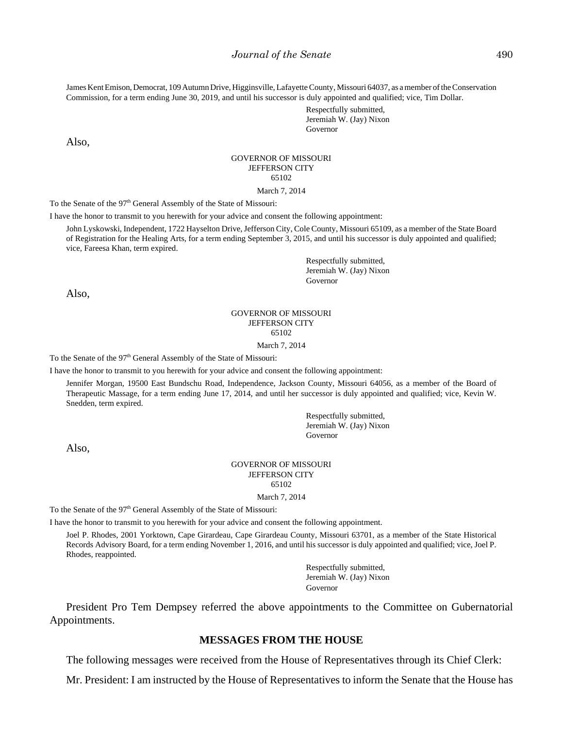James Kent Emison, Democrat, 109 Autumn Drive, Higginsville, Lafayette County, Missouri 64037, as a member of the Conservation Commission, for a term ending June 30, 2019, and until his successor is duly appointed and qualified; vice, Tim Dollar.

Respectfully submitted,
Jeremiah W. (Jay) Nixon
Governor

Also,

GOVERNOR OF MISSOURI
JEFFERSON CITY
65102

March 7, 2014

To the Senate of the 97th General Assembly of the State of Missouri:

I have the honor to transmit to you herewith for your advice and consent the following appointment:

John Lyskowski, Independent, 1722 Hayselton Drive, Jefferson City, Cole County, Missouri 65109, as a member of the State Board of Registration for the Healing Arts, for a term ending September 3, 2015, and until his successor is duly appointed and qualified; vice, Fareesa Khan, term expired.

Respectfully submitted,
Jeremiah W. (Jay) Nixon
Governor

Also,

GOVERNOR OF MISSOURI
JEFFERSON CITY
65102

March 7, 2014

To the Senate of the 97th General Assembly of the State of Missouri:

I have the honor to transmit to you herewith for your advice and consent the following appointment:

Jennifer Morgan, 19500 East Bundschu Road, Independence, Jackson County, Missouri 64056, as a member of the Board of Therapeutic Massage, for a term ending June 17, 2014, and until her successor is duly appointed and qualified; vice, Kevin W. Snedden, term expired.

Respectfully submitted,
Jeremiah W. (Jay) Nixon
Governor

Also,

GOVERNOR OF MISSOURI
JEFFERSON CITY
65102

March 7, 2014

To the Senate of the 97th General Assembly of the State of Missouri:

I have the honor to transmit to you herewith for your advice and consent the following appointment.

Joel P. Rhodes, 2001 Yorktown, Cape Girardeau, Cape Girardeau County, Missouri 63701, as a member of the State Historical Records Advisory Board, for a term ending November 1, 2016, and until his successor is duly appointed and qualified; vice, Joel P. Rhodes, reappointed.

Respectfully submitted,
Jeremiah W. (Jay) Nixon
Governor

President Pro Tem Dempsey referred the above appointments to the Committee on Gubernatorial Appointments.

## MESSAGES FROM THE HOUSE

The following messages were received from the House of Representatives through its Chief Clerk:

Mr. President: I am instructed by the House of Representatives to inform the Senate that the House has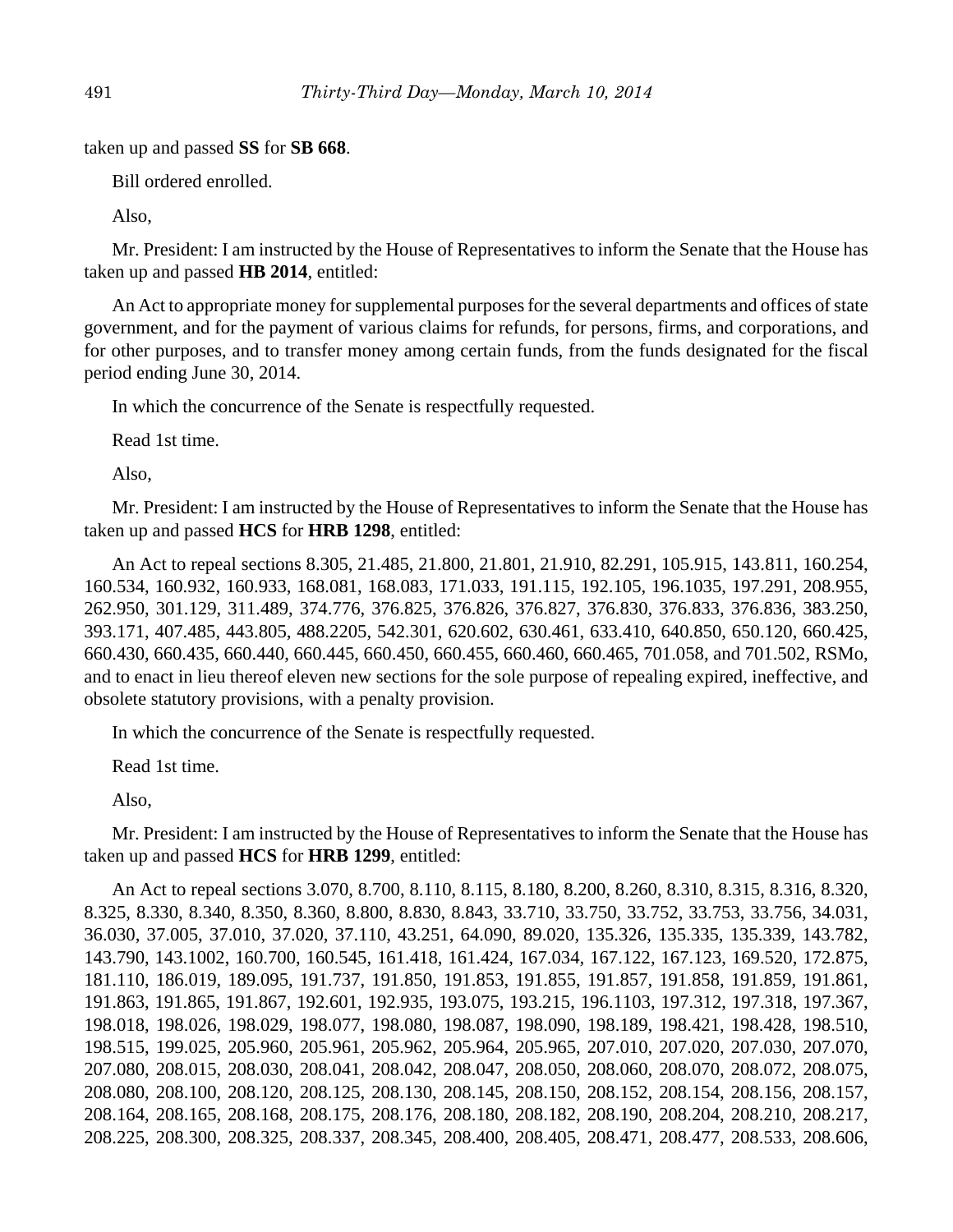taken up and passed **SS** for **SB 668**.

Bill ordered enrolled.

Also,

Mr. President: I am instructed by the House of Representatives to inform the Senate that the House has taken up and passed **HB 2014**, entitled:

An Act to appropriate money for supplemental purposes for the several departments and offices of state government, and for the payment of various claims for refunds, for persons, firms, and corporations, and for other purposes, and to transfer money among certain funds, from the funds designated for the fiscal period ending June 30, 2014.

In which the concurrence of the Senate is respectfully requested.

Read 1st time.

Also,

Mr. President: I am instructed by the House of Representatives to inform the Senate that the House has taken up and passed **HCS** for **HRB 1298**, entitled:

An Act to repeal sections 8.305, 21.485, 21.800, 21.801, 21.910, 82.291, 105.915, 143.811, 160.254, 160.534, 160.932, 160.933, 168.081, 168.083, 171.033, 191.115, 192.105, 196.1035, 197.291, 208.955, 262.950, 301.129, 311.489, 374.776, 376.825, 376.826, 376.827, 376.830, 376.833, 376.836, 383.250, 393.171, 407.485, 443.805, 488.2205, 542.301, 620.602, 630.461, 633.410, 640.850, 650.120, 660.425, 660.430, 660.435, 660.440, 660.445, 660.450, 660.455, 660.460, 660.465, 701.058, and 701.502, RSMo, and to enact in lieu thereof eleven new sections for the sole purpose of repealing expired, ineffective, and obsolete statutory provisions, with a penalty provision.

In which the concurrence of the Senate is respectfully requested.

Read 1st time.

Also,

Mr. President: I am instructed by the House of Representatives to inform the Senate that the House has taken up and passed **HCS** for **HRB 1299**, entitled:

An Act to repeal sections 3.070, 8.700, 8.110, 8.115, 8.180, 8.200, 8.260, 8.310, 8.315, 8.316, 8.320, 8.325, 8.330, 8.340, 8.350, 8.360, 8.800, 8.830, 8.843, 33.710, 33.750, 33.752, 33.753, 33.756, 34.031, 36.030, 37.005, 37.010, 37.020, 37.110, 43.251, 64.090, 89.020, 135.326, 135.335, 135.339, 143.782, 143.790, 143.1002, 160.700, 160.545, 161.418, 161.424, 167.034, 167.122, 167.123, 169.520, 172.875, 181.110, 186.019, 189.095, 191.737, 191.850, 191.853, 191.855, 191.857, 191.858, 191.859, 191.861, 191.863, 191.865, 191.867, 192.601, 192.935, 193.075, 193.215, 196.1103, 197.312, 197.318, 197.367, 198.018, 198.026, 198.029, 198.077, 198.080, 198.087, 198.090, 198.189, 198.421, 198.428, 198.510, 198.515, 199.025, 205.960, 205.961, 205.962, 205.964, 205.965, 207.010, 207.020, 207.030, 207.070, 207.080, 208.015, 208.030, 208.041, 208.042, 208.047, 208.050, 208.060, 208.070, 208.072, 208.075, 208.080, 208.100, 208.120, 208.125, 208.130, 208.145, 208.150, 208.152, 208.154, 208.156, 208.157, 208.164, 208.165, 208.168, 208.175, 208.176, 208.180, 208.182, 208.190, 208.204, 208.210, 208.217, 208.225, 208.300, 208.325, 208.337, 208.345, 208.400, 208.405, 208.471, 208.477, 208.533, 208.606,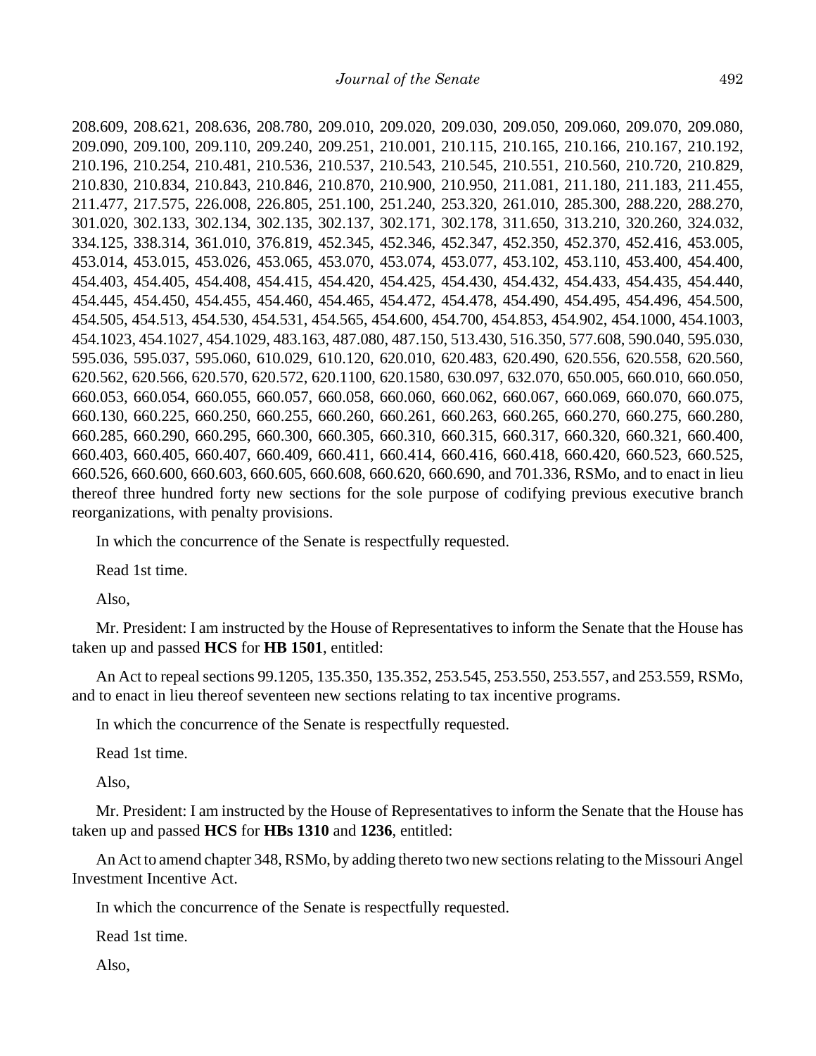208.609, 208.621, 208.636, 208.780, 209.010, 209.020, 209.030, 209.050, 209.060, 209.070, 209.080, 209.090, 209.100, 209.110, 209.240, 209.251, 210.001, 210.115, 210.165, 210.166, 210.167, 210.192, 210.196, 210.254, 210.481, 210.536, 210.537, 210.543, 210.545, 210.551, 210.560, 210.720, 210.829, 210.830, 210.834, 210.843, 210.846, 210.870, 210.900, 210.950, 211.081, 211.180, 211.183, 211.455, 211.477, 217.575, 226.008, 226.805, 251.100, 251.240, 253.320, 261.010, 285.300, 288.220, 288.270, 301.020, 302.133, 302.134, 302.135, 302.137, 302.171, 302.178, 311.650, 313.210, 320.260, 324.032, 334.125, 338.314, 361.010, 376.819, 452.345, 452.346, 452.347, 452.350, 452.370, 452.416, 453.005, 453.014, 453.015, 453.026, 453.065, 453.070, 453.074, 453.077, 453.102, 453.110, 453.400, 454.400, 454.403, 454.405, 454.408, 454.415, 454.420, 454.425, 454.430, 454.432, 454.433, 454.435, 454.440, 454.445, 454.450, 454.455, 454.460, 454.465, 454.472, 454.478, 454.490, 454.495, 454.496, 454.500, 454.505, 454.513, 454.530, 454.531, 454.565, 454.600, 454.700, 454.853, 454.902, 454.1000, 454.1003, 454.1023, 454.1027, 454.1029, 483.163, 487.080, 487.150, 513.430, 516.350, 577.608, 590.040, 595.030, 595.036, 595.037, 595.060, 610.029, 610.120, 620.010, 620.483, 620.490, 620.556, 620.558, 620.560, 620.562, 620.566, 620.570, 620.572, 620.1100, 620.1580, 630.097, 632.070, 650.005, 660.010, 660.050, 660.053, 660.054, 660.055, 660.057, 660.058, 660.060, 660.062, 660.067, 660.069, 660.070, 660.075, 660.130, 660.225, 660.250, 660.255, 660.260, 660.261, 660.263, 660.265, 660.270, 660.275, 660.280, 660.285, 660.290, 660.295, 660.300, 660.305, 660.310, 660.315, 660.317, 660.320, 660.321, 660.400, 660.403, 660.405, 660.407, 660.409, 660.411, 660.414, 660.416, 660.418, 660.420, 660.523, 660.525, 660.526, 660.600, 660.603, 660.605, 660.608, 660.620, 660.690, and 701.336, RSMo, and to enact in lieu thereof three hundred forty new sections for the sole purpose of codifying previous executive branch reorganizations, with penalty provisions.

In which the concurrence of the Senate is respectfully requested.

Read 1st time.

Also,

Mr. President: I am instructed by the House of Representatives to inform the Senate that the House has taken up and passed **HCS** for **HB 1501**, entitled:

An Act to repeal sections 99.1205, 135.350, 135.352, 253.545, 253.550, 253.557, and 253.559, RSMo, and to enact in lieu thereof seventeen new sections relating to tax incentive programs.

In which the concurrence of the Senate is respectfully requested.

Read 1st time.

Also,

Mr. President: I am instructed by the House of Representatives to inform the Senate that the House has taken up and passed **HCS** for **HBs 1310** and **1236**, entitled:

An Act to amend chapter 348, RSMo, by adding thereto two new sections relating to the Missouri Angel Investment Incentive Act.

In which the concurrence of the Senate is respectfully requested.

Read 1st time.

Also,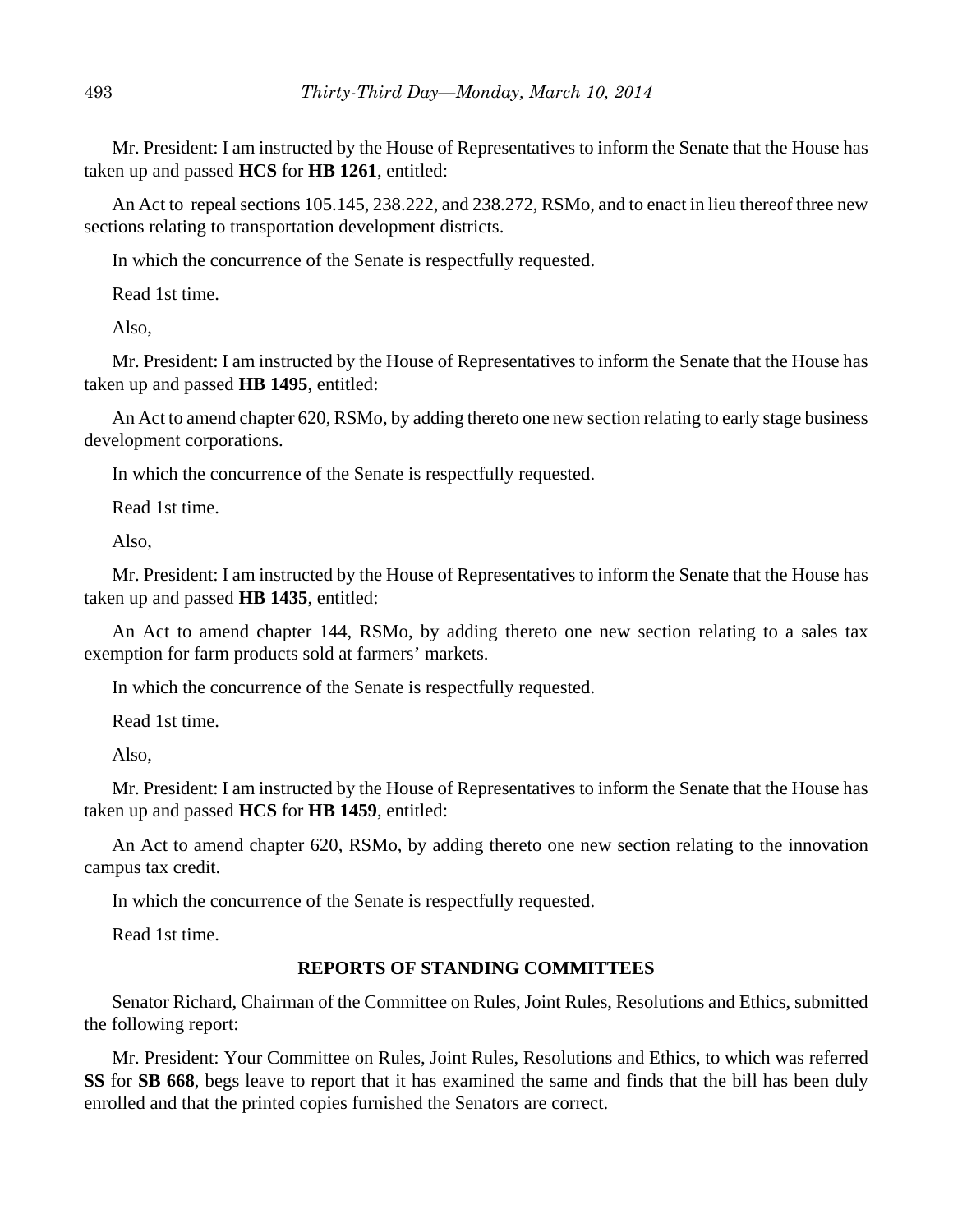Mr. President: I am instructed by the House of Representatives to inform the Senate that the House has taken up and passed **HCS** for **HB 1261**, entitled:

An Act to repeal sections 105.145, 238.222, and 238.272, RSMo, and to enact in lieu thereof three new sections relating to transportation development districts.

In which the concurrence of the Senate is respectfully requested.

Read 1st time.

Also,

Mr. President: I am instructed by the House of Representatives to inform the Senate that the House has taken up and passed **HB 1495**, entitled:

An Act to amend chapter 620, RSMo, by adding thereto one new section relating to early stage business development corporations.

In which the concurrence of the Senate is respectfully requested.

Read 1st time.

Also,

Mr. President: I am instructed by the House of Representatives to inform the Senate that the House has taken up and passed **HB 1435**, entitled:

An Act to amend chapter 144, RSMo, by adding thereto one new section relating to a sales tax exemption for farm products sold at farmers' markets.

In which the concurrence of the Senate is respectfully requested.

Read 1st time.

Also,

Mr. President: I am instructed by the House of Representatives to inform the Senate that the House has taken up and passed **HCS** for **HB 1459**, entitled:

An Act to amend chapter 620, RSMo, by adding thereto one new section relating to the innovation campus tax credit.

In which the concurrence of the Senate is respectfully requested.

Read 1st time.

## REPORTS OF STANDING COMMITTEES

Senator Richard, Chairman of the Committee on Rules, Joint Rules, Resolutions and Ethics, submitted the following report:

Mr. President: Your Committee on Rules, Joint Rules, Resolutions and Ethics, to which was referred **SS** for **SB 668**, begs leave to report that it has examined the same and finds that the bill has been duly enrolled and that the printed copies furnished the Senators are correct.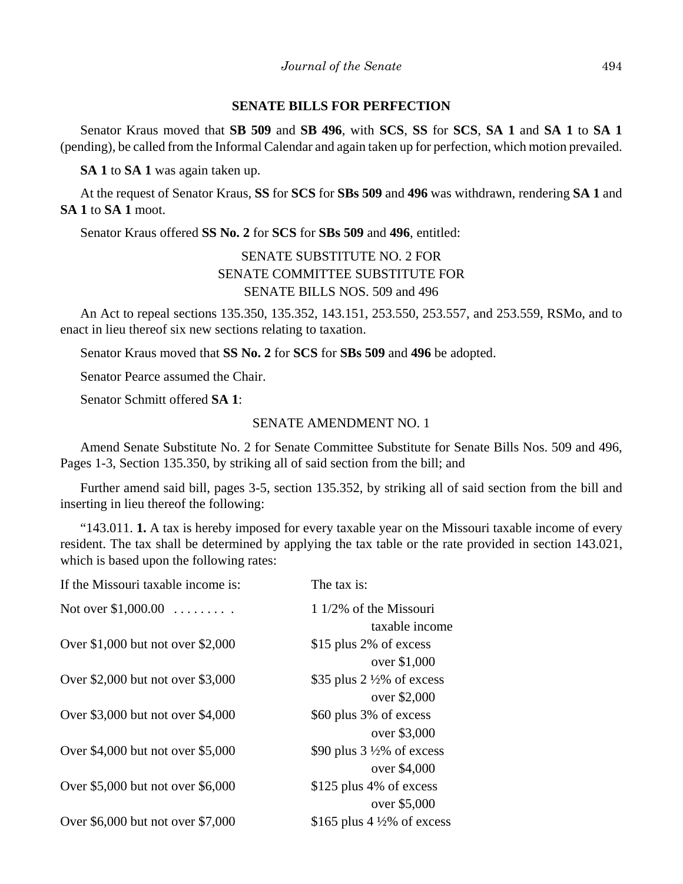## SENATE BILLS FOR PERFECTION

Senator Kraus moved that **SB 509** and **SB 496**, with **SCS**, **SS** for **SCS**, **SA 1** and **SA 1** to **SA 1** (pending), be called from the Informal Calendar and again taken up for perfection, which motion prevailed.

**SA 1** to **SA 1** was again taken up.

At the request of Senator Kraus, **SS** for **SCS** for **SBs 509** and **496** was withdrawn, rendering **SA 1** and **SA 1** to **SA 1** moot.

Senator Kraus offered **SS No. 2** for **SCS** for **SBs 509** and **496**, entitled:

SENATE SUBSTITUTE NO. 2 FOR
SENATE COMMITTEE SUBSTITUTE FOR
SENATE BILLS NOS. 509 and 496

An Act to repeal sections 135.350, 135.352, 143.151, 253.550, 253.557, and 253.559, RSMo, and to enact in lieu thereof six new sections relating to taxation.

Senator Kraus moved that **SS No. 2** for **SCS** for **SBs 509** and **496** be adopted.

Senator Pearce assumed the Chair.

Senator Schmitt offered **SA 1**:

SENATE AMENDMENT NO. 1

Amend Senate Substitute No. 2 for Senate Committee Substitute for Senate Bills Nos. 509 and 496, Pages 1-3, Section 135.350, by striking all of said section from the bill; and

Further amend said bill, pages 3-5, section 135.352, by striking all of said section from the bill and inserting in lieu thereof the following:

"143.011. **1.** A tax is hereby imposed for every taxable year on the Missouri taxable income of every resident. The tax shall be determined by applying the tax table or the rate provided in section 143.021, which is based upon the following rates:

| If the Missouri taxable income is: | The tax is: |
|---|---|
| Not over $1,000.00 . . . . . . . . . | 1 1/2% of the Missouri taxable income |
| Over $1,000 but not over $2,000 | $15 plus 2% of excess over $1,000 |
| Over $2,000 but not over $3,000 | $35 plus 2 ½% of excess over $2,000 |
| Over $3,000 but not over $4,000 | $60 plus 3% of excess over $3,000 |
| Over $4,000 but not over $5,000 | $90 plus 3 ½% of excess over $4,000 |
| Over $5,000 but not over $6,000 | $125 plus 4% of excess over $5,000 |
| Over $6,000 but not over $7,000 | $165 plus 4 ½% of excess |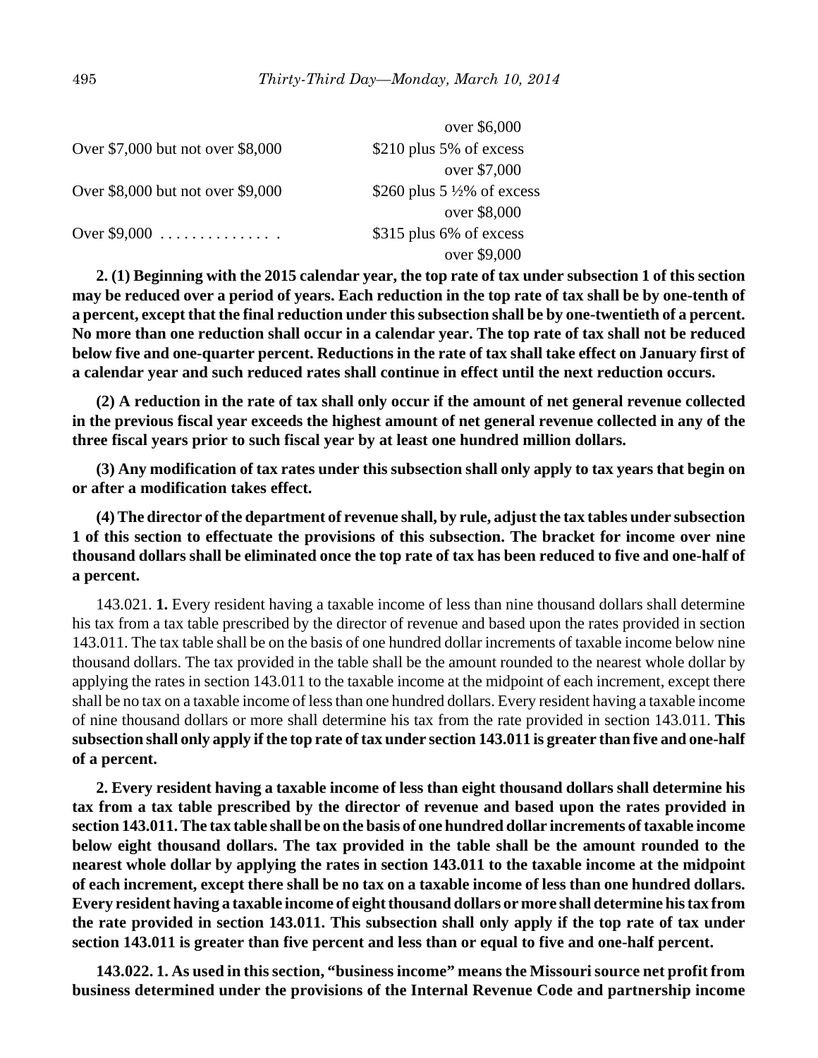| | |
|---|---|
| | over \$6,000 |
| Over \$7,000 but not over \$8,000 | \$210 plus 5% of excess over \$7,000 |
| Over \$8,000 but not over \$9,000 | \$260 plus 5 ½% of excess over \$8,000 |
| Over \$9,000 . . . . . . . . . . . . . . . | \$315 plus 6% of excess over \$9,000 |

**2. (1) Beginning with the 2015 calendar year, the top rate of tax under subsection 1 of this section may be reduced over a period of years. Each reduction in the top rate of tax shall be by one-tenth of a percent, except that the final reduction under this subsection shall be by one-twentieth of a percent. No more than one reduction shall occur in a calendar year. The top rate of tax shall not be reduced below five and one-quarter percent. Reductions in the rate of tax shall take effect on January first of a calendar year and such reduced rates shall continue in effect until the next reduction occurs.**

**(2) A reduction in the rate of tax shall only occur if the amount of net general revenue collected in the previous fiscal year exceeds the highest amount of net general revenue collected in any of the three fiscal years prior to such fiscal year by at least one hundred million dollars.**

**(3) Any modification of tax rates under this subsection shall only apply to tax years that begin on or after a modification takes effect.**

**(4) The director of the department of revenue shall, by rule, adjust the tax tables under subsection 1 of this section to effectuate the provisions of this subsection. The bracket for income over nine thousand dollars shall be eliminated once the top rate of tax has been reduced to five and one-half of a percent.**

143.021. **1.** Every resident having a taxable income of less than nine thousand dollars shall determine his tax from a tax table prescribed by the director of revenue and based upon the rates provided in section 143.011. The tax table shall be on the basis of one hundred dollar increments of taxable income below nine thousand dollars. The tax provided in the table shall be the amount rounded to the nearest whole dollar by applying the rates in section 143.011 to the taxable income at the midpoint of each increment, except there shall be no tax on a taxable income of less than one hundred dollars. Every resident having a taxable income of nine thousand dollars or more shall determine his tax from the rate provided in section 143.011. **This subsection shall only apply if the top rate of tax under section 143.011 is greater than five and one-half of a percent.**

**2. Every resident having a taxable income of less than eight thousand dollars shall determine his tax from a tax table prescribed by the director of revenue and based upon the rates provided in section 143.011. The tax table shall be on the basis of one hundred dollar increments of taxable income below eight thousand dollars. The tax provided in the table shall be the amount rounded to the nearest whole dollar by applying the rates in section 143.011 to the taxable income at the midpoint of each increment, except there shall be no tax on a taxable income of less than one hundred dollars. Every resident having a taxable income of eight thousand dollars or more shall determine his tax from the rate provided in section 143.011. This subsection shall only apply if the top rate of tax under section 143.011 is greater than five percent and less than or equal to five and one-half percent.**

**143.022. 1. As used in this section, "business income" means the Missouri source net profit from business determined under the provisions of the Internal Revenue Code and partnership income**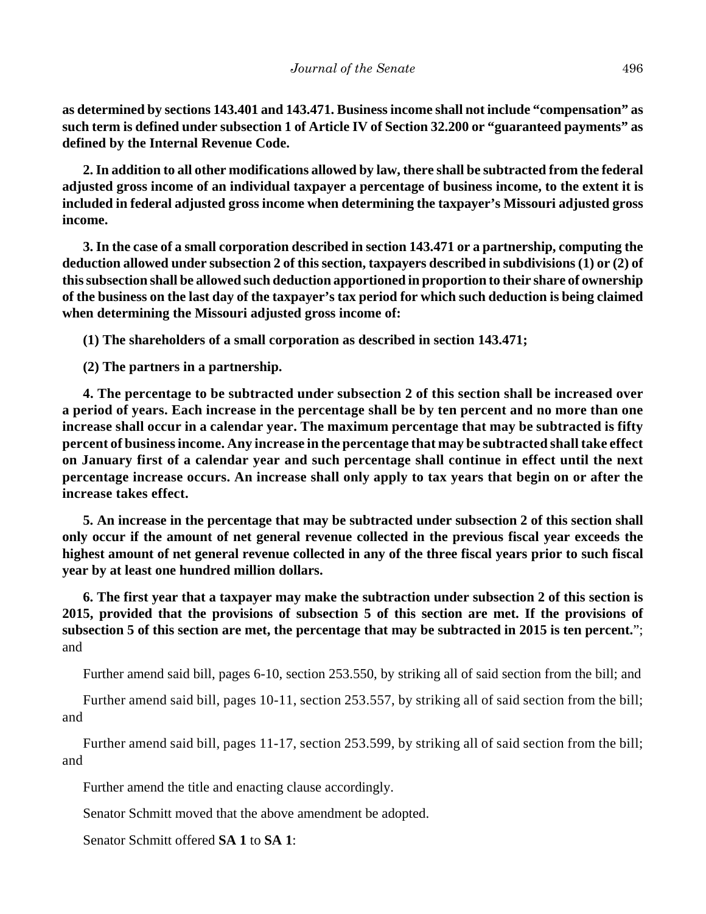**as determined by sections 143.401 and 143.471. Business income shall not include "compensation" as such term is defined under subsection 1 of Article IV of Section 32.200 or "guaranteed payments" as defined by the Internal Revenue Code.**

**2. In addition to all other modifications allowed by law, there shall be subtracted from the federal adjusted gross income of an individual taxpayer a percentage of business income, to the extent it is included in federal adjusted gross income when determining the taxpayer's Missouri adjusted gross income.**

**3. In the case of a small corporation described in section 143.471 or a partnership, computing the deduction allowed under subsection 2 of this section, taxpayers described in subdivisions (1) or (2) of this subsection shall be allowed such deduction apportioned in proportion to their share of ownership of the business on the last day of the taxpayer's tax period for which such deduction is being claimed when determining the Missouri adjusted gross income of:**

**(1) The shareholders of a small corporation as described in section 143.471;**

**(2) The partners in a partnership.**

**4. The percentage to be subtracted under subsection 2 of this section shall be increased over a period of years. Each increase in the percentage shall be by ten percent and no more than one increase shall occur in a calendar year. The maximum percentage that may be subtracted is fifty percent of business income. Any increase in the percentage that may be subtracted shall take effect on January first of a calendar year and such percentage shall continue in effect until the next percentage increase occurs. An increase shall only apply to tax years that begin on or after the increase takes effect.**

**5. An increase in the percentage that may be subtracted under subsection 2 of this section shall only occur if the amount of net general revenue collected in the previous fiscal year exceeds the highest amount of net general revenue collected in any of the three fiscal years prior to such fiscal year by at least one hundred million dollars.**

**6. The first year that a taxpayer may make the subtraction under subsection 2 of this section is 2015, provided that the provisions of subsection 5 of this section are met. If the provisions of subsection 5 of this section are met, the percentage that may be subtracted in 2015 is ten percent.**"; and

Further amend said bill, pages 6-10, section 253.550, by striking all of said section from the bill; and

Further amend said bill, pages 10-11, section 253.557, by striking all of said section from the bill; and

Further amend said bill, pages 11-17, section 253.599, by striking all of said section from the bill; and

Further amend the title and enacting clause accordingly.

Senator Schmitt moved that the above amendment be adopted.

Senator Schmitt offered **SA 1** to **SA 1**: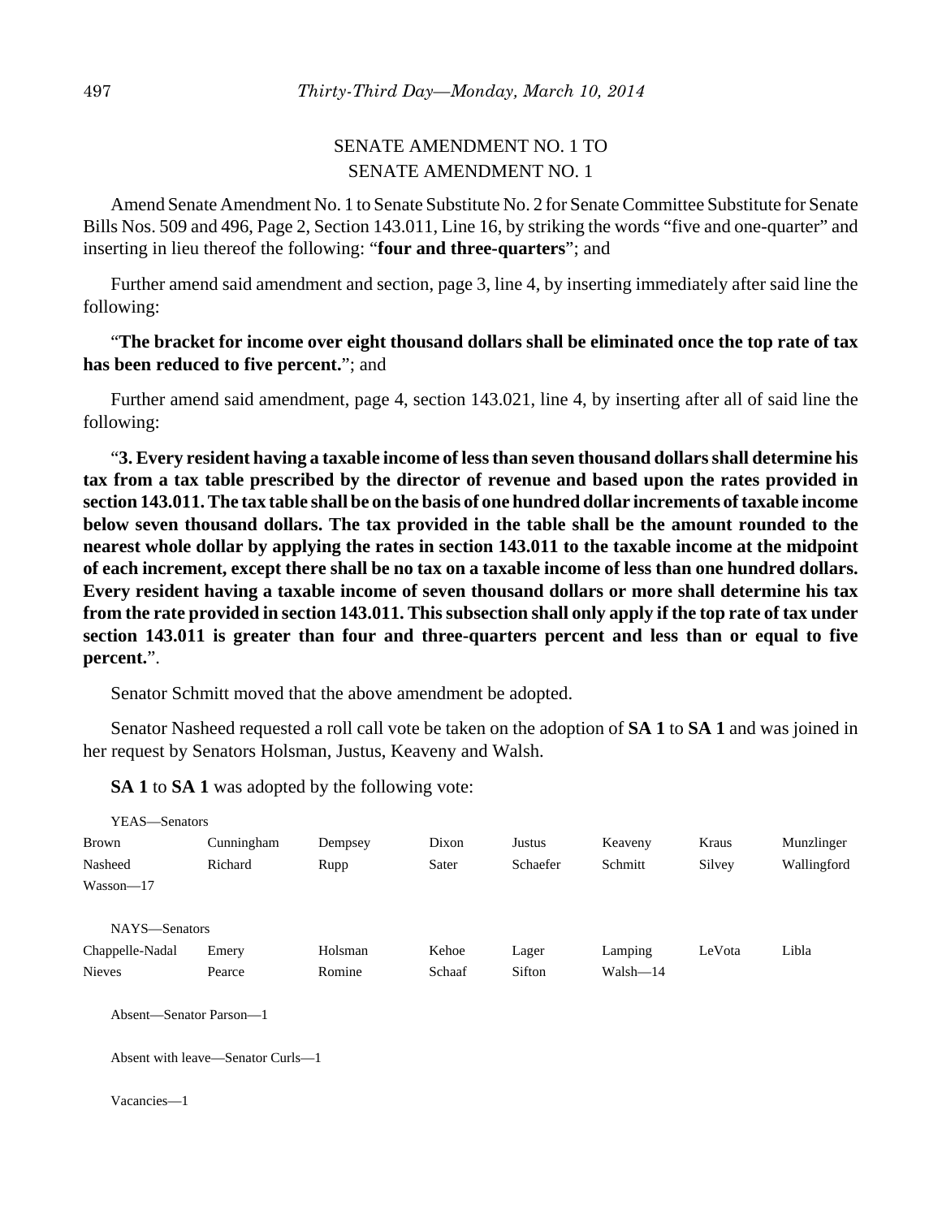SENATE AMENDMENT NO. 1 TO
SENATE AMENDMENT NO. 1

Amend Senate Amendment No. 1 to Senate Substitute No. 2 for Senate Committee Substitute for Senate Bills Nos. 509 and 496, Page 2, Section 143.011, Line 16, by striking the words "five and one-quarter" and inserting in lieu thereof the following: "**four and three-quarters**"; and

Further amend said amendment and section, page 3, line 4, by inserting immediately after said line the following:

"**The bracket for income over eight thousand dollars shall be eliminated once the top rate of tax has been reduced to five percent.**"; and

Further amend said amendment, page 4, section 143.021, line 4, by inserting after all of said line the following:

"**3. Every resident having a taxable income of less than seven thousand dollars shall determine his tax from a tax table prescribed by the director of revenue and based upon the rates provided in section 143.011. The tax table shall be on the basis of one hundred dollar increments of taxable income below seven thousand dollars. The tax provided in the table shall be the amount rounded to the nearest whole dollar by applying the rates in section 143.011 to the taxable income at the midpoint of each increment, except there shall be no tax on a taxable income of less than one hundred dollars. Every resident having a taxable income of seven thousand dollars or more shall determine his tax from the rate provided in section 143.011. This subsection shall only apply if the top rate of tax under section 143.011 is greater than four and three-quarters percent and less than or equal to five percent.**".

Senator Schmitt moved that the above amendment be adopted.

Senator Nasheed requested a roll call vote be taken on the adoption of **SA 1** to **SA 1** and was joined in her request by Senators Holsman, Justus, Keaveny and Walsh.

**SA 1** to **SA 1** was adopted by the following vote:

YEAS—Senators

| | | | | | | | |
|---|---|---|---|---|---|---|---|
| Brown | Cunningham | Dempsey | Dixon | Justus | Keaveny | Kraus | Munzlinger |
| Nasheed | Richard | Rupp | Sater | Schaefer | Schmitt | Silvey | Wallingford |
| Wasson—17 | | | | | | | |

NAYS—Senators

| | | | | | | | |
|---|---|---|---|---|---|---|---|
| Chappelle-Nadal | Emery | Holsman | Kehoe | Lager | Lamping | LeVota | Libla |
| Nieves | Pearce | Romine | Schaaf | Sifton | Walsh—14 | | |

Absent—Senator Parson—1

Absent with leave—Senator Curls—1

Vacancies—1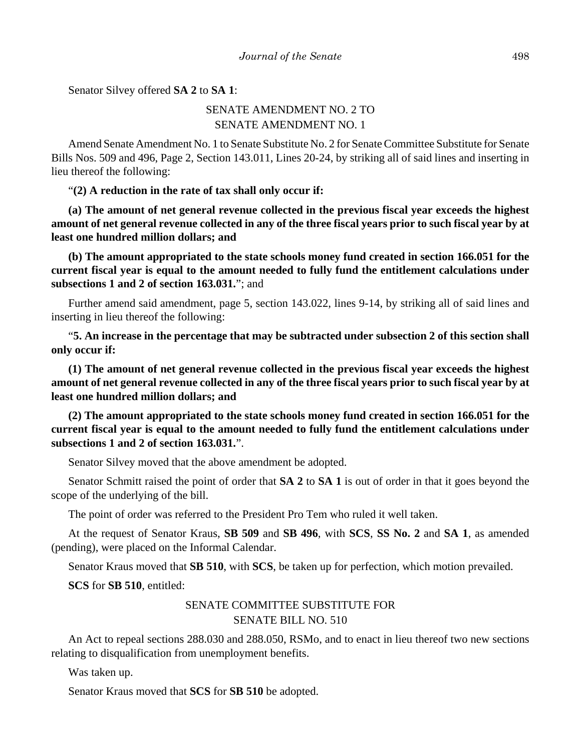Senator Silvey offered **SA 2** to **SA 1**:

SENATE AMENDMENT NO. 2 TO
SENATE AMENDMENT NO. 1

Amend Senate Amendment No. 1 to Senate Substitute No. 2 for Senate Committee Substitute for Senate Bills Nos. 509 and 496, Page 2, Section 143.011, Lines 20-24, by striking all of said lines and inserting in lieu thereof the following:

"**(2) A reduction in the rate of tax shall only occur if:**

**(a) The amount of net general revenue collected in the previous fiscal year exceeds the highest amount of net general revenue collected in any of the three fiscal years prior to such fiscal year by at least one hundred million dollars; and**

**(b) The amount appropriated to the state schools money fund created in section 166.051 for the current fiscal year is equal to the amount needed to fully fund the entitlement calculations under subsections 1 and 2 of section 163.031.**"; and

Further amend said amendment, page 5, section 143.022, lines 9-14, by striking all of said lines and inserting in lieu thereof the following:

"**5. An increase in the percentage that may be subtracted under subsection 2 of this section shall only occur if:**

**(1) The amount of net general revenue collected in the previous fiscal year exceeds the highest amount of net general revenue collected in any of the three fiscal years prior to such fiscal year by at least one hundred million dollars; and**

**(2) The amount appropriated to the state schools money fund created in section 166.051 for the current fiscal year is equal to the amount needed to fully fund the entitlement calculations under subsections 1 and 2 of section 163.031.**".

Senator Silvey moved that the above amendment be adopted.

Senator Schmitt raised the point of order that **SA 2** to **SA 1** is out of order in that it goes beyond the scope of the underlying of the bill.

The point of order was referred to the President Pro Tem who ruled it well taken.

At the request of Senator Kraus, **SB 509** and **SB 496**, with **SCS**, **SS No. 2** and **SA 1**, as amended (pending), were placed on the Informal Calendar.

Senator Kraus moved that **SB 510**, with **SCS**, be taken up for perfection, which motion prevailed.

**SCS** for **SB 510**, entitled:

SENATE COMMITTEE SUBSTITUTE FOR
SENATE BILL NO. 510

An Act to repeal sections 288.030 and 288.050, RSMo, and to enact in lieu thereof two new sections relating to disqualification from unemployment benefits.

Was taken up.

Senator Kraus moved that **SCS** for **SB 510** be adopted.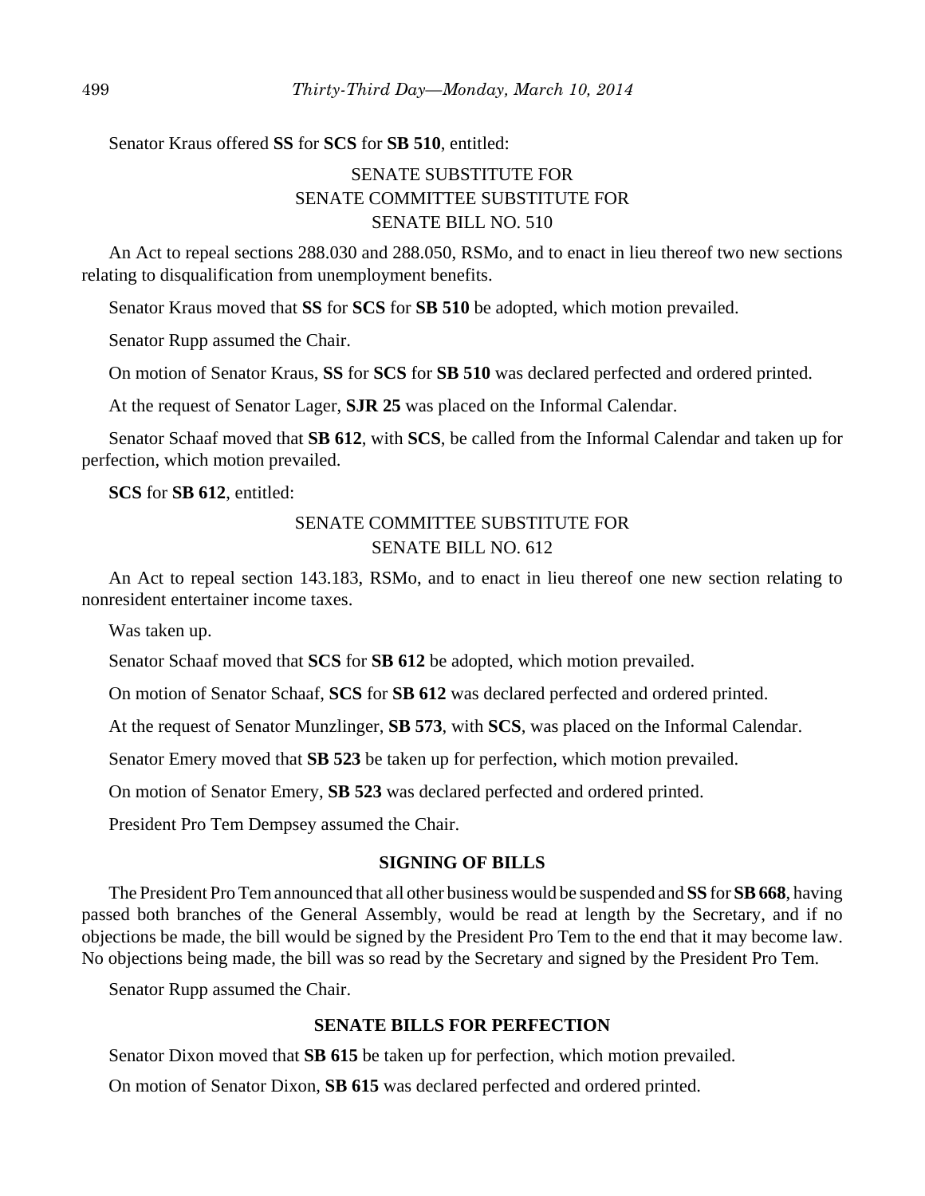Senator Kraus offered **SS** for **SCS** for **SB 510**, entitled:

SENATE SUBSTITUTE FOR
SENATE COMMITTEE SUBSTITUTE FOR
SENATE BILL NO. 510

An Act to repeal sections 288.030 and 288.050, RSMo, and to enact in lieu thereof two new sections relating to disqualification from unemployment benefits.

Senator Kraus moved that **SS** for **SCS** for **SB 510** be adopted, which motion prevailed.

Senator Rupp assumed the Chair.

On motion of Senator Kraus, **SS** for **SCS** for **SB 510** was declared perfected and ordered printed.

At the request of Senator Lager, **SJR 25** was placed on the Informal Calendar.

Senator Schaaf moved that **SB 612**, with **SCS**, be called from the Informal Calendar and taken up for perfection, which motion prevailed.

**SCS** for **SB 612**, entitled:

SENATE COMMITTEE SUBSTITUTE FOR
SENATE BILL NO. 612

An Act to repeal section 143.183, RSMo, and to enact in lieu thereof one new section relating to nonresident entertainer income taxes.

Was taken up.

Senator Schaaf moved that **SCS** for **SB 612** be adopted, which motion prevailed.

On motion of Senator Schaaf, **SCS** for **SB 612** was declared perfected and ordered printed.

At the request of Senator Munzlinger, **SB 573**, with **SCS**, was placed on the Informal Calendar.

Senator Emery moved that **SB 523** be taken up for perfection, which motion prevailed.

On motion of Senator Emery, **SB 523** was declared perfected and ordered printed.

President Pro Tem Dempsey assumed the Chair.

## SIGNING OF BILLS

The President Pro Tem announced that all other business would be suspended and **SS** for **SB 668**, having passed both branches of the General Assembly, would be read at length by the Secretary, and if no objections be made, the bill would be signed by the President Pro Tem to the end that it may become law. No objections being made, the bill was so read by the Secretary and signed by the President Pro Tem.

Senator Rupp assumed the Chair.

## SENATE BILLS FOR PERFECTION

Senator Dixon moved that **SB 615** be taken up for perfection, which motion prevailed.

On motion of Senator Dixon, **SB 615** was declared perfected and ordered printed.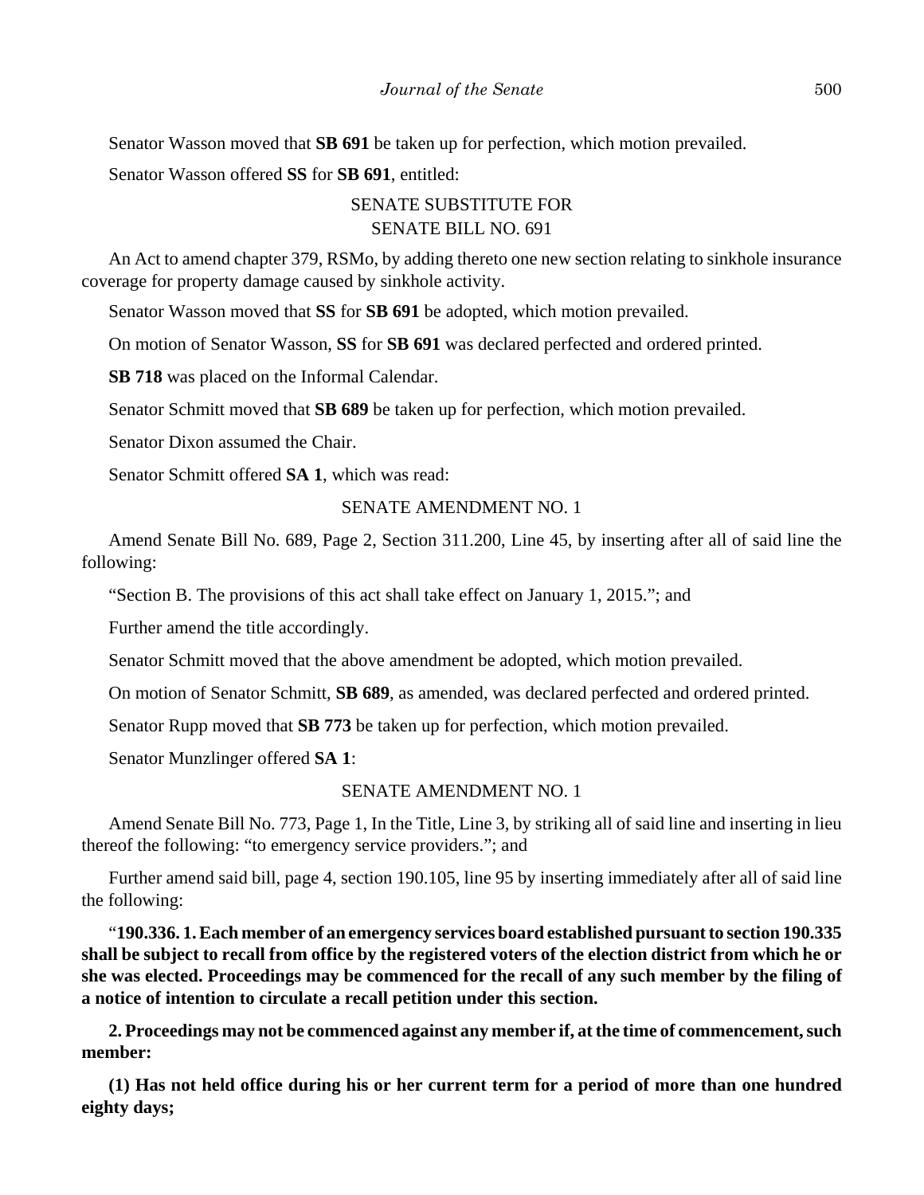Senator Wasson moved that **SB 691** be taken up for perfection, which motion prevailed.

Senator Wasson offered **SS** for **SB 691**, entitled:

SENATE SUBSTITUTE FOR
SENATE BILL NO. 691

An Act to amend chapter 379, RSMo, by adding thereto one new section relating to sinkhole insurance coverage for property damage caused by sinkhole activity.

Senator Wasson moved that **SS** for **SB 691** be adopted, which motion prevailed.

On motion of Senator Wasson, **SS** for **SB 691** was declared perfected and ordered printed.

**SB 718** was placed on the Informal Calendar.

Senator Schmitt moved that **SB 689** be taken up for perfection, which motion prevailed.

Senator Dixon assumed the Chair.

Senator Schmitt offered **SA 1**, which was read:

SENATE AMENDMENT NO. 1

Amend Senate Bill No. 689, Page 2, Section 311.200, Line 45, by inserting after all of said line the following:

"Section B. The provisions of this act shall take effect on January 1, 2015."; and

Further amend the title accordingly.

Senator Schmitt moved that the above amendment be adopted, which motion prevailed.

On motion of Senator Schmitt, **SB 689**, as amended, was declared perfected and ordered printed.

Senator Rupp moved that **SB 773** be taken up for perfection, which motion prevailed.

Senator Munzlinger offered **SA 1**:

SENATE AMENDMENT NO. 1

Amend Senate Bill No. 773, Page 1, In the Title, Line 3, by striking all of said line and inserting in lieu thereof the following: "to emergency service providers."; and

Further amend said bill, page 4, section 190.105, line 95 by inserting immediately after all of said line the following:

"**190.336. 1. Each member of an emergency services board established pursuant to section 190.335 shall be subject to recall from office by the registered voters of the election district from which he or she was elected. Proceedings may be commenced for the recall of any such member by the filing of a notice of intention to circulate a recall petition under this section.**

**2. Proceedings may not be commenced against any member if, at the time of commencement, such member:**

**(1) Has not held office during his or her current term for a period of more than one hundred eighty days;**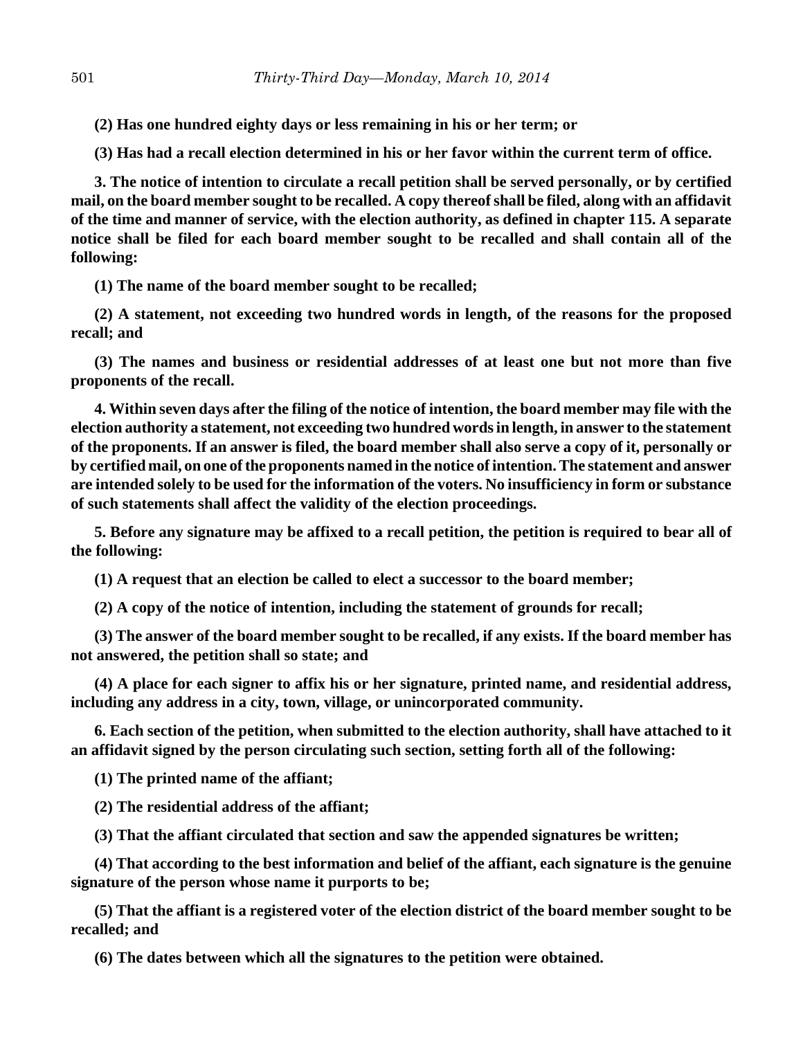**(2) Has one hundred eighty days or less remaining in his or her term; or**

**(3) Has had a recall election determined in his or her favor within the current term of office.**

**3. The notice of intention to circulate a recall petition shall be served personally, or by certified mail, on the board member sought to be recalled. A copy thereof shall be filed, along with an affidavit of the time and manner of service, with the election authority, as defined in chapter 115. A separate notice shall be filed for each board member sought to be recalled and shall contain all of the following:**

**(1) The name of the board member sought to be recalled;**

**(2) A statement, not exceeding two hundred words in length, of the reasons for the proposed recall; and**

**(3) The names and business or residential addresses of at least one but not more than five proponents of the recall.**

**4. Within seven days after the filing of the notice of intention, the board member may file with the election authority a statement, not exceeding two hundred words in length, in answer to the statement of the proponents. If an answer is filed, the board member shall also serve a copy of it, personally or by certified mail, on one of the proponents named in the notice of intention. The statement and answer are intended solely to be used for the information of the voters. No insufficiency in form or substance of such statements shall affect the validity of the election proceedings.**

**5. Before any signature may be affixed to a recall petition, the petition is required to bear all of the following:**

**(1) A request that an election be called to elect a successor to the board member;**

**(2) A copy of the notice of intention, including the statement of grounds for recall;**

**(3) The answer of the board member sought to be recalled, if any exists. If the board member has not answered, the petition shall so state; and**

**(4) A place for each signer to affix his or her signature, printed name, and residential address, including any address in a city, town, village, or unincorporated community.**

**6. Each section of the petition, when submitted to the election authority, shall have attached to it an affidavit signed by the person circulating such section, setting forth all of the following:**

**(1) The printed name of the affiant;**

**(2) The residential address of the affiant;**

**(3) That the affiant circulated that section and saw the appended signatures be written;**

**(4) That according to the best information and belief of the affiant, each signature is the genuine signature of the person whose name it purports to be;**

**(5) That the affiant is a registered voter of the election district of the board member sought to be recalled; and**

**(6) The dates between which all the signatures to the petition were obtained.**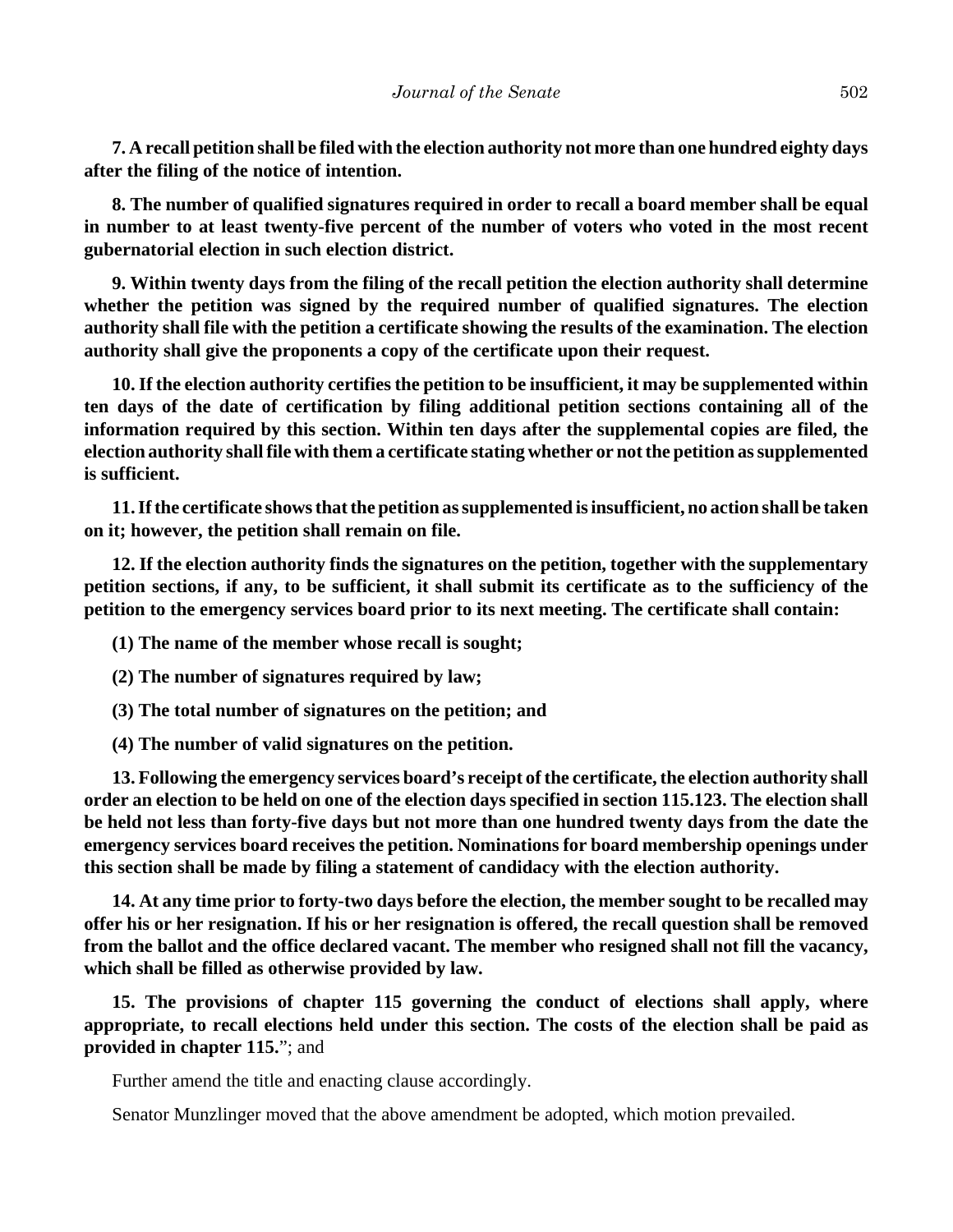**7. A recall petition shall be filed with the election authority not more than one hundred eighty days after the filing of the notice of intention.**

**8. The number of qualified signatures required in order to recall a board member shall be equal in number to at least twenty-five percent of the number of voters who voted in the most recent gubernatorial election in such election district.**

**9. Within twenty days from the filing of the recall petition the election authority shall determine whether the petition was signed by the required number of qualified signatures. The election authority shall file with the petition a certificate showing the results of the examination. The election authority shall give the proponents a copy of the certificate upon their request.**

**10. If the election authority certifies the petition to be insufficient, it may be supplemented within ten days of the date of certification by filing additional petition sections containing all of the information required by this section. Within ten days after the supplemental copies are filed, the election authority shall file with them a certificate stating whether or not the petition as supplemented is sufficient.**

**11. If the certificate shows that the petition as supplemented is insufficient, no action shall be taken on it; however, the petition shall remain on file.**

**12. If the election authority finds the signatures on the petition, together with the supplementary petition sections, if any, to be sufficient, it shall submit its certificate as to the sufficiency of the petition to the emergency services board prior to its next meeting. The certificate shall contain:**

**(1) The name of the member whose recall is sought;**

**(2) The number of signatures required by law;**

**(3) The total number of signatures on the petition; and**

**(4) The number of valid signatures on the petition.**

**13. Following the emergency services board's receipt of the certificate, the election authority shall order an election to be held on one of the election days specified in section 115.123. The election shall be held not less than forty-five days but not more than one hundred twenty days from the date the emergency services board receives the petition. Nominations for board membership openings under this section shall be made by filing a statement of candidacy with the election authority.**

**14. At any time prior to forty-two days before the election, the member sought to be recalled may offer his or her resignation. If his or her resignation is offered, the recall question shall be removed from the ballot and the office declared vacant. The member who resigned shall not fill the vacancy, which shall be filled as otherwise provided by law.**

**15. The provisions of chapter 115 governing the conduct of elections shall apply, where appropriate, to recall elections held under this section. The costs of the election shall be paid as provided in chapter 115.**"; and

Further amend the title and enacting clause accordingly.

Senator Munzlinger moved that the above amendment be adopted, which motion prevailed.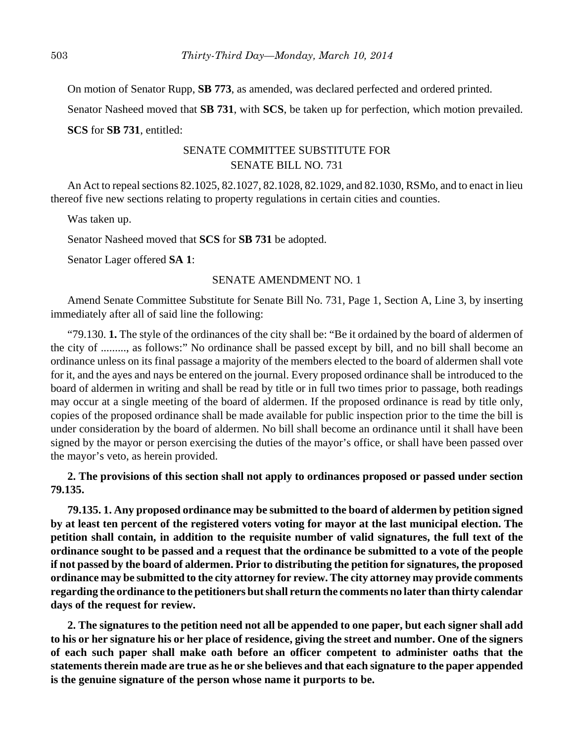On motion of Senator Rupp, **SB 773**, as amended, was declared perfected and ordered printed.

Senator Nasheed moved that **SB 731**, with **SCS**, be taken up for perfection, which motion prevailed.

**SCS** for **SB 731**, entitled:

SENATE COMMITTEE SUBSTITUTE FOR
SENATE BILL NO. 731

An Act to repeal sections 82.1025, 82.1027, 82.1028, 82.1029, and 82.1030, RSMo, and to enact in lieu thereof five new sections relating to property regulations in certain cities and counties.

Was taken up.

Senator Nasheed moved that **SCS** for **SB 731** be adopted.

Senator Lager offered **SA 1**:

SENATE AMENDMENT NO. 1

Amend Senate Committee Substitute for Senate Bill No. 731, Page 1, Section A, Line 3, by inserting immediately after all of said line the following:

"79.130. **1.** The style of the ordinances of the city shall be: "Be it ordained by the board of aldermen of the city of ........., as follows:" No ordinance shall be passed except by bill, and no bill shall become an ordinance unless on its final passage a majority of the members elected to the board of aldermen shall vote for it, and the ayes and nays be entered on the journal. Every proposed ordinance shall be introduced to the board of aldermen in writing and shall be read by title or in full two times prior to passage, both readings may occur at a single meeting of the board of aldermen. If the proposed ordinance is read by title only, copies of the proposed ordinance shall be made available for public inspection prior to the time the bill is under consideration by the board of aldermen. No bill shall become an ordinance until it shall have been signed by the mayor or person exercising the duties of the mayor's office, or shall have been passed over the mayor's veto, as herein provided.

**2. The provisions of this section shall not apply to ordinances proposed or passed under section 79.135.**

**79.135. 1. Any proposed ordinance may be submitted to the board of aldermen by petition signed by at least ten percent of the registered voters voting for mayor at the last municipal election. The petition shall contain, in addition to the requisite number of valid signatures, the full text of the ordinance sought to be passed and a request that the ordinance be submitted to a vote of the people if not passed by the board of aldermen. Prior to distributing the petition for signatures, the proposed ordinance may be submitted to the city attorney for review. The city attorney may provide comments regarding the ordinance to the petitioners but shall return the comments no later than thirty calendar days of the request for review.**

**2. The signatures to the petition need not all be appended to one paper, but each signer shall add to his or her signature his or her place of residence, giving the street and number. One of the signers of each such paper shall make oath before an officer competent to administer oaths that the statements therein made are true as he or she believes and that each signature to the paper appended is the genuine signature of the person whose name it purports to be.**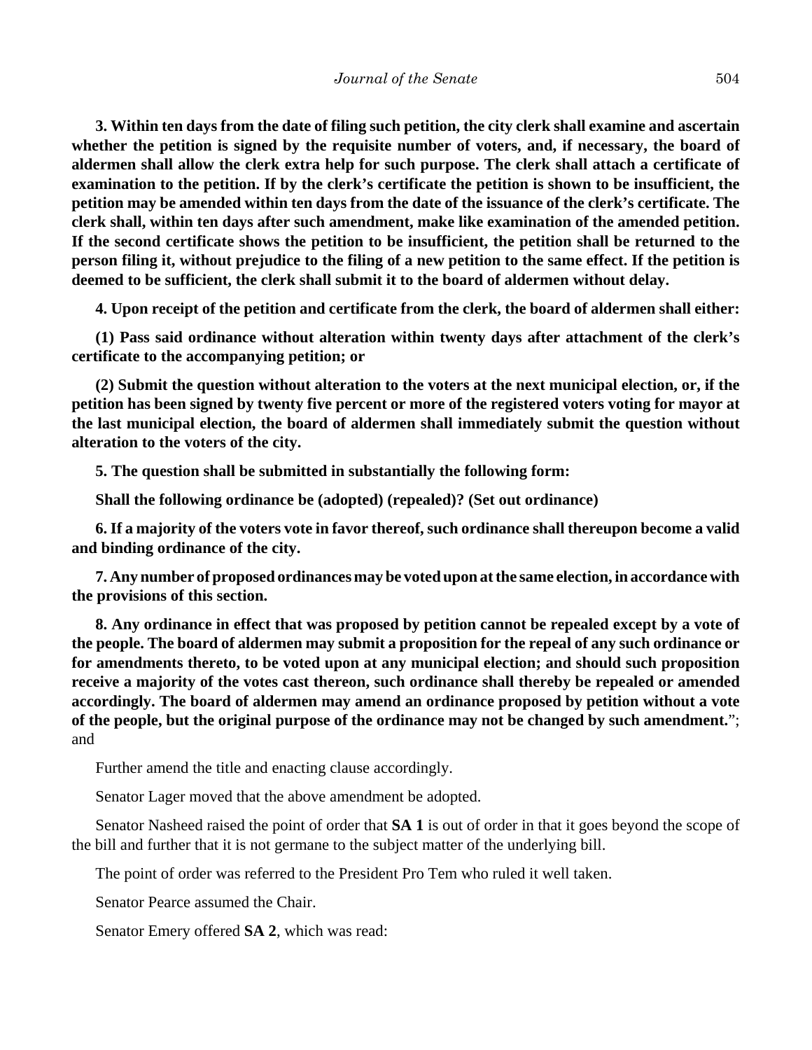**3. Within ten days from the date of filing such petition, the city clerk shall examine and ascertain whether the petition is signed by the requisite number of voters, and, if necessary, the board of aldermen shall allow the clerk extra help for such purpose. The clerk shall attach a certificate of examination to the petition. If by the clerk's certificate the petition is shown to be insufficient, the petition may be amended within ten days from the date of the issuance of the clerk's certificate. The clerk shall, within ten days after such amendment, make like examination of the amended petition. If the second certificate shows the petition to be insufficient, the petition shall be returned to the person filing it, without prejudice to the filing of a new petition to the same effect. If the petition is deemed to be sufficient, the clerk shall submit it to the board of aldermen without delay.**

**4. Upon receipt of the petition and certificate from the clerk, the board of aldermen shall either:**

**(1) Pass said ordinance without alteration within twenty days after attachment of the clerk's certificate to the accompanying petition; or**

**(2) Submit the question without alteration to the voters at the next municipal election, or, if the petition has been signed by twenty five percent or more of the registered voters voting for mayor at the last municipal election, the board of aldermen shall immediately submit the question without alteration to the voters of the city.**

**5. The question shall be submitted in substantially the following form:**

**Shall the following ordinance be (adopted) (repealed)? (Set out ordinance)**

**6. If a majority of the voters vote in favor thereof, such ordinance shall thereupon become a valid and binding ordinance of the city.**

**7. Any number of proposed ordinances may be voted upon at the same election, in accordance with the provisions of this section.**

**8. Any ordinance in effect that was proposed by petition cannot be repealed except by a vote of the people. The board of aldermen may submit a proposition for the repeal of any such ordinance or for amendments thereto, to be voted upon at any municipal election; and should such proposition receive a majority of the votes cast thereon, such ordinance shall thereby be repealed or amended accordingly. The board of aldermen may amend an ordinance proposed by petition without a vote of the people, but the original purpose of the ordinance may not be changed by such amendment.**"; and

Further amend the title and enacting clause accordingly.

Senator Lager moved that the above amendment be adopted.

Senator Nasheed raised the point of order that **SA 1** is out of order in that it goes beyond the scope of the bill and further that it is not germane to the subject matter of the underlying bill.

The point of order was referred to the President Pro Tem who ruled it well taken.

Senator Pearce assumed the Chair.

Senator Emery offered **SA 2**, which was read: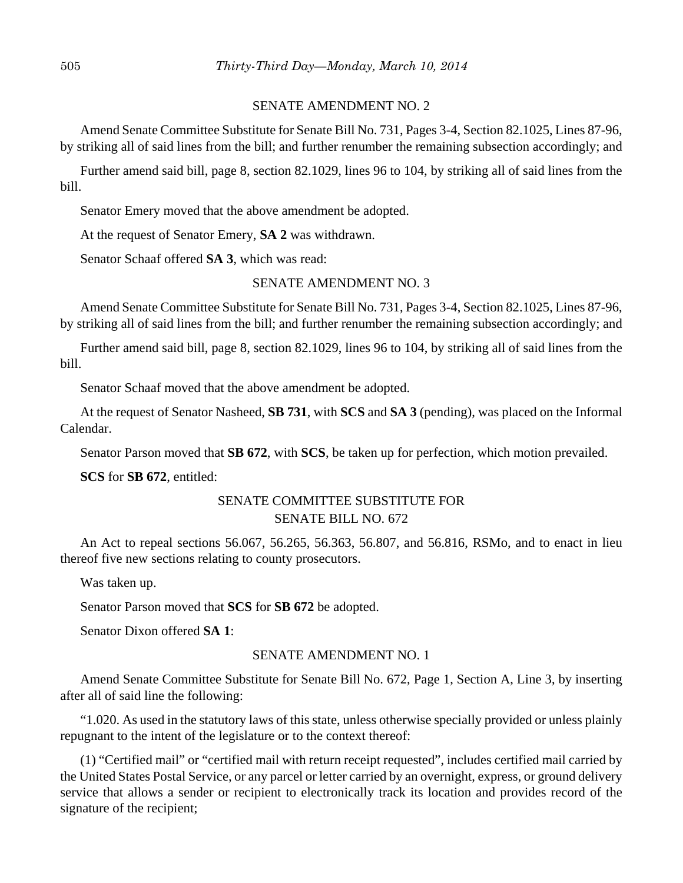SENATE AMENDMENT NO. 2

Amend Senate Committee Substitute for Senate Bill No. 731, Pages 3-4, Section 82.1025, Lines 87-96, by striking all of said lines from the bill; and further renumber the remaining subsection accordingly; and

Further amend said bill, page 8, section 82.1029, lines 96 to 104, by striking all of said lines from the bill.

Senator Emery moved that the above amendment be adopted.

At the request of Senator Emery, **SA 2** was withdrawn.

Senator Schaaf offered **SA 3**, which was read:

SENATE AMENDMENT NO. 3

Amend Senate Committee Substitute for Senate Bill No. 731, Pages 3-4, Section 82.1025, Lines 87-96, by striking all of said lines from the bill; and further renumber the remaining subsection accordingly; and

Further amend said bill, page 8, section 82.1029, lines 96 to 104, by striking all of said lines from the bill.

Senator Schaaf moved that the above amendment be adopted.

At the request of Senator Nasheed, **SB 731**, with **SCS** and **SA 3** (pending), was placed on the Informal Calendar.

Senator Parson moved that **SB 672**, with **SCS**, be taken up for perfection, which motion prevailed.

**SCS** for **SB 672**, entitled:

SENATE COMMITTEE SUBSTITUTE FOR
SENATE BILL NO. 672

An Act to repeal sections 56.067, 56.265, 56.363, 56.807, and 56.816, RSMo, and to enact in lieu thereof five new sections relating to county prosecutors.

Was taken up.

Senator Parson moved that **SCS** for **SB 672** be adopted.

Senator Dixon offered **SA 1**:

SENATE AMENDMENT NO. 1

Amend Senate Committee Substitute for Senate Bill No. 672, Page 1, Section A, Line 3, by inserting after all of said line the following:

"1.020. As used in the statutory laws of this state, unless otherwise specially provided or unless plainly repugnant to the intent of the legislature or to the context thereof:

(1) "Certified mail" or "certified mail with return receipt requested", includes certified mail carried by the United States Postal Service, or any parcel or letter carried by an overnight, express, or ground delivery service that allows a sender or recipient to electronically track its location and provides record of the signature of the recipient;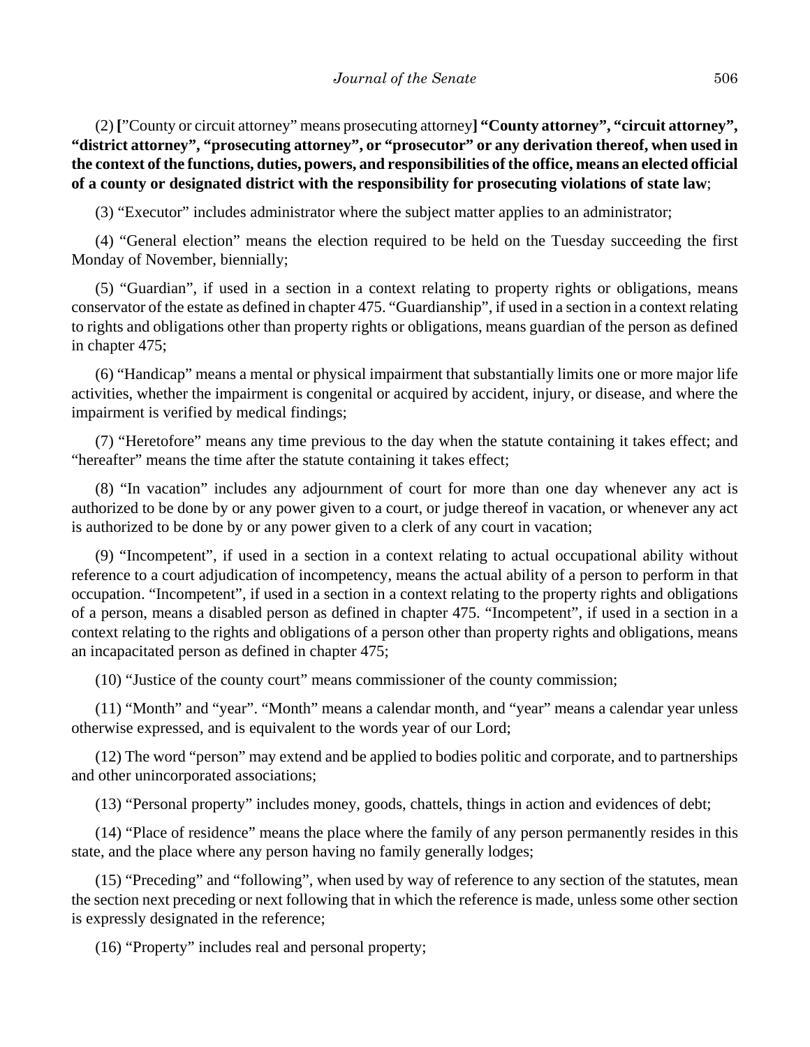(2) **[**"County or circuit attorney" means prosecuting attorney**] "County attorney", "circuit attorney", "district attorney", "prosecuting attorney", or "prosecutor" or any derivation thereof, when used in the context of the functions, duties, powers, and responsibilities of the office, means an elected official of a county or designated district with the responsibility for prosecuting violations of state law**;

(3) "Executor" includes administrator where the subject matter applies to an administrator;

(4) "General election" means the election required to be held on the Tuesday succeeding the first Monday of November, biennially;

(5) "Guardian", if used in a section in a context relating to property rights or obligations, means conservator of the estate as defined in chapter 475. "Guardianship", if used in a section in a context relating to rights and obligations other than property rights or obligations, means guardian of the person as defined in chapter 475;

(6) "Handicap" means a mental or physical impairment that substantially limits one or more major life activities, whether the impairment is congenital or acquired by accident, injury, or disease, and where the impairment is verified by medical findings;

(7) "Heretofore" means any time previous to the day when the statute containing it takes effect; and "hereafter" means the time after the statute containing it takes effect;

(8) "In vacation" includes any adjournment of court for more than one day whenever any act is authorized to be done by or any power given to a court, or judge thereof in vacation, or whenever any act is authorized to be done by or any power given to a clerk of any court in vacation;

(9) "Incompetent", if used in a section in a context relating to actual occupational ability without reference to a court adjudication of incompetency, means the actual ability of a person to perform in that occupation. "Incompetent", if used in a section in a context relating to the property rights and obligations of a person, means a disabled person as defined in chapter 475. "Incompetent", if used in a section in a context relating to the rights and obligations of a person other than property rights and obligations, means an incapacitated person as defined in chapter 475;

(10) "Justice of the county court" means commissioner of the county commission;

(11) "Month" and "year". "Month" means a calendar month, and "year" means a calendar year unless otherwise expressed, and is equivalent to the words year of our Lord;

(12) The word "person" may extend and be applied to bodies politic and corporate, and to partnerships and other unincorporated associations;

(13) "Personal property" includes money, goods, chattels, things in action and evidences of debt;

(14) "Place of residence" means the place where the family of any person permanently resides in this state, and the place where any person having no family generally lodges;

(15) "Preceding" and "following", when used by way of reference to any section of the statutes, mean the section next preceding or next following that in which the reference is made, unless some other section is expressly designated in the reference;

(16) "Property" includes real and personal property;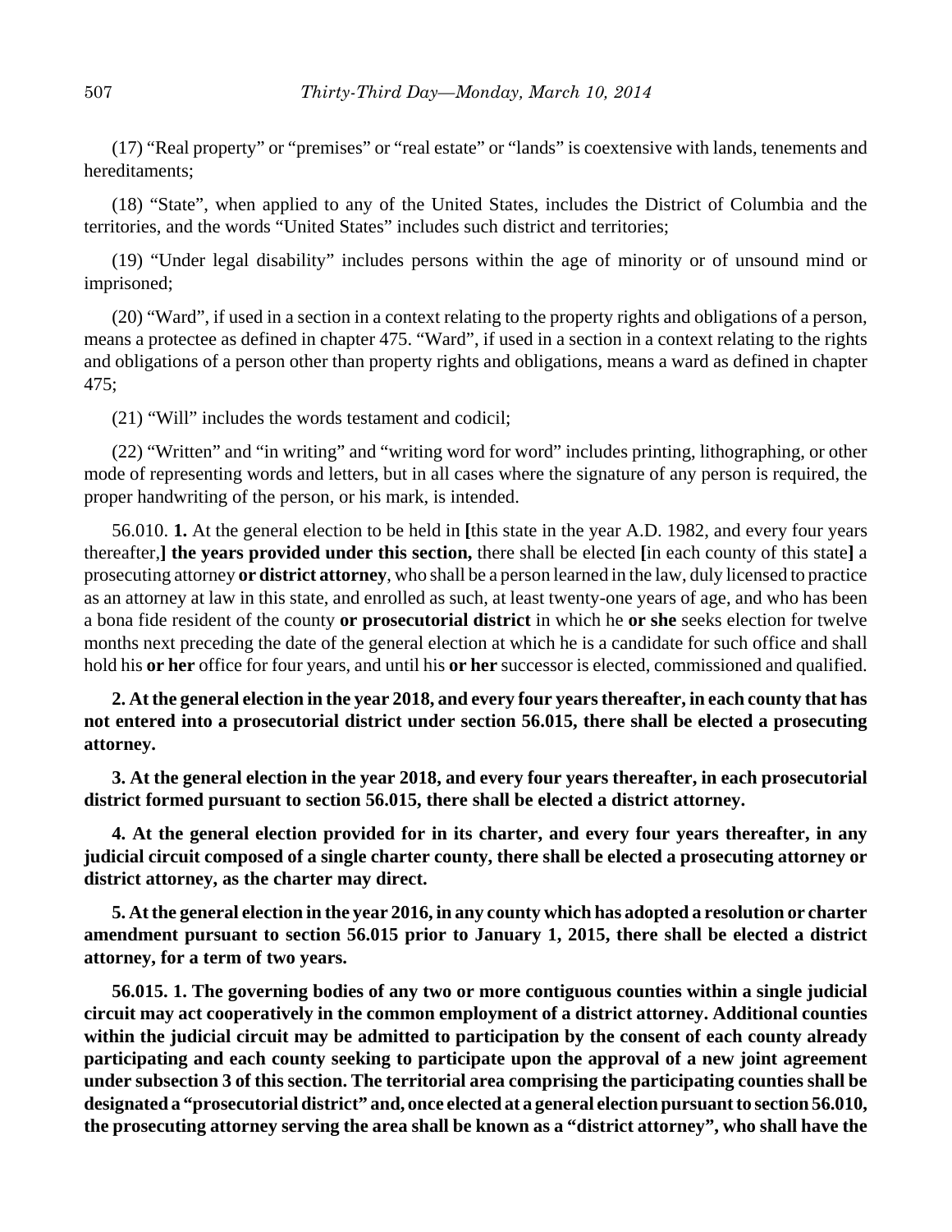(17) "Real property" or "premises" or "real estate" or "lands" is coextensive with lands, tenements and hereditaments;

(18) "State", when applied to any of the United States, includes the District of Columbia and the territories, and the words "United States" includes such district and territories;

(19) "Under legal disability" includes persons within the age of minority or of unsound mind or imprisoned;

(20) "Ward", if used in a section in a context relating to the property rights and obligations of a person, means a protectee as defined in chapter 475. "Ward", if used in a section in a context relating to the rights and obligations of a person other than property rights and obligations, means a ward as defined in chapter 475;

(21) "Will" includes the words testament and codicil;

(22) "Written" and "in writing" and "writing word for word" includes printing, lithographing, or other mode of representing words and letters, but in all cases where the signature of any person is required, the proper handwriting of the person, or his mark, is intended.

56.010. **1.** At the general election to be held in **[**this state in the year A.D. 1982, and every four years thereafter,**] the years provided under this section,** there shall be elected **[**in each county of this state**]** a prosecuting attorney **or district attorney**, who shall be a person learned in the law, duly licensed to practice as an attorney at law in this state, and enrolled as such, at least twenty-one years of age, and who has been a bona fide resident of the county **or prosecutorial district** in which he **or she** seeks election for twelve months next preceding the date of the general election at which he is a candidate for such office and shall hold his **or her** office for four years, and until his **or her** successor is elected, commissioned and qualified.

**2. At the general election in the year 2018, and every four years thereafter, in each county that has not entered into a prosecutorial district under section 56.015, there shall be elected a prosecuting attorney.**

**3. At the general election in the year 2018, and every four years thereafter, in each prosecutorial district formed pursuant to section 56.015, there shall be elected a district attorney.**

**4. At the general election provided for in its charter, and every four years thereafter, in any judicial circuit composed of a single charter county, there shall be elected a prosecuting attorney or district attorney, as the charter may direct.**

**5. At the general election in the year 2016, in any county which has adopted a resolution or charter amendment pursuant to section 56.015 prior to January 1, 2015, there shall be elected a district attorney, for a term of two years.**

**56.015. 1. The governing bodies of any two or more contiguous counties within a single judicial circuit may act cooperatively in the common employment of a district attorney. Additional counties within the judicial circuit may be admitted to participation by the consent of each county already participating and each county seeking to participate upon the approval of a new joint agreement under subsection 3 of this section. The territorial area comprising the participating counties shall be designated a "prosecutorial district" and, once elected at a general election pursuant to section 56.010, the prosecuting attorney serving the area shall be known as a "district attorney", who shall have the**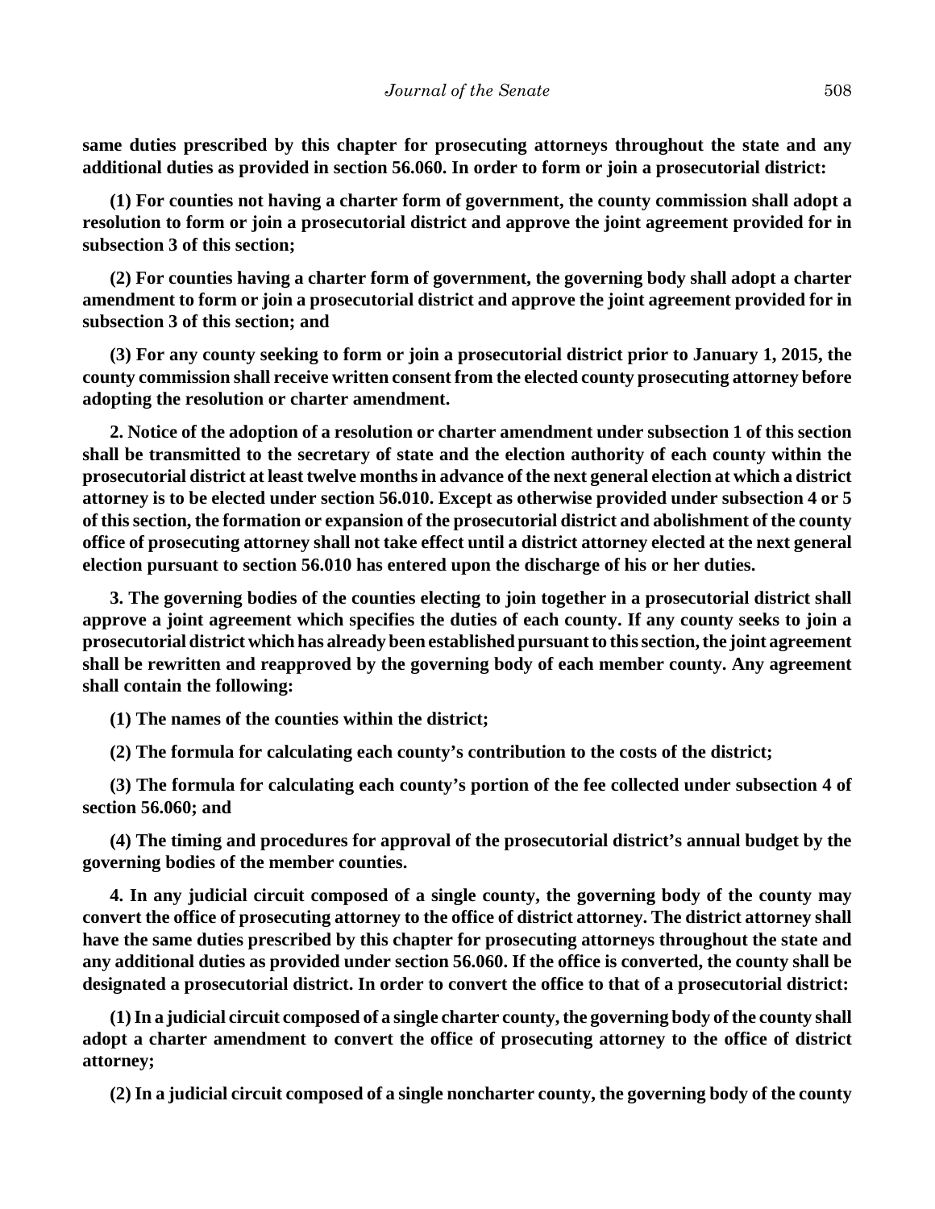**same duties prescribed by this chapter for prosecuting attorneys throughout the state and any additional duties as provided in section 56.060. In order to form or join a prosecutorial district:**

**(1) For counties not having a charter form of government, the county commission shall adopt a resolution to form or join a prosecutorial district and approve the joint agreement provided for in subsection 3 of this section;**

**(2) For counties having a charter form of government, the governing body shall adopt a charter amendment to form or join a prosecutorial district and approve the joint agreement provided for in subsection 3 of this section; and**

**(3) For any county seeking to form or join a prosecutorial district prior to January 1, 2015, the county commission shall receive written consent from the elected county prosecuting attorney before adopting the resolution or charter amendment.**

**2. Notice of the adoption of a resolution or charter amendment under subsection 1 of this section shall be transmitted to the secretary of state and the election authority of each county within the prosecutorial district at least twelve months in advance of the next general election at which a district attorney is to be elected under section 56.010. Except as otherwise provided under subsection 4 or 5 of this section, the formation or expansion of the prosecutorial district and abolishment of the county office of prosecuting attorney shall not take effect until a district attorney elected at the next general election pursuant to section 56.010 has entered upon the discharge of his or her duties.**

**3. The governing bodies of the counties electing to join together in a prosecutorial district shall approve a joint agreement which specifies the duties of each county. If any county seeks to join a prosecutorial district which has already been established pursuant to this section, the joint agreement shall be rewritten and reapproved by the governing body of each member county. Any agreement shall contain the following:**

**(1) The names of the counties within the district;**

**(2) The formula for calculating each county's contribution to the costs of the district;**

**(3) The formula for calculating each county's portion of the fee collected under subsection 4 of section 56.060; and**

**(4) The timing and procedures for approval of the prosecutorial district's annual budget by the governing bodies of the member counties.**

**4. In any judicial circuit composed of a single county, the governing body of the county may convert the office of prosecuting attorney to the office of district attorney. The district attorney shall have the same duties prescribed by this chapter for prosecuting attorneys throughout the state and any additional duties as provided under section 56.060. If the office is converted, the county shall be designated a prosecutorial district. In order to convert the office to that of a prosecutorial district:**

**(1) In a judicial circuit composed of a single charter county, the governing body of the county shall adopt a charter amendment to convert the office of prosecuting attorney to the office of district attorney;**

**(2) In a judicial circuit composed of a single noncharter county, the governing body of the county**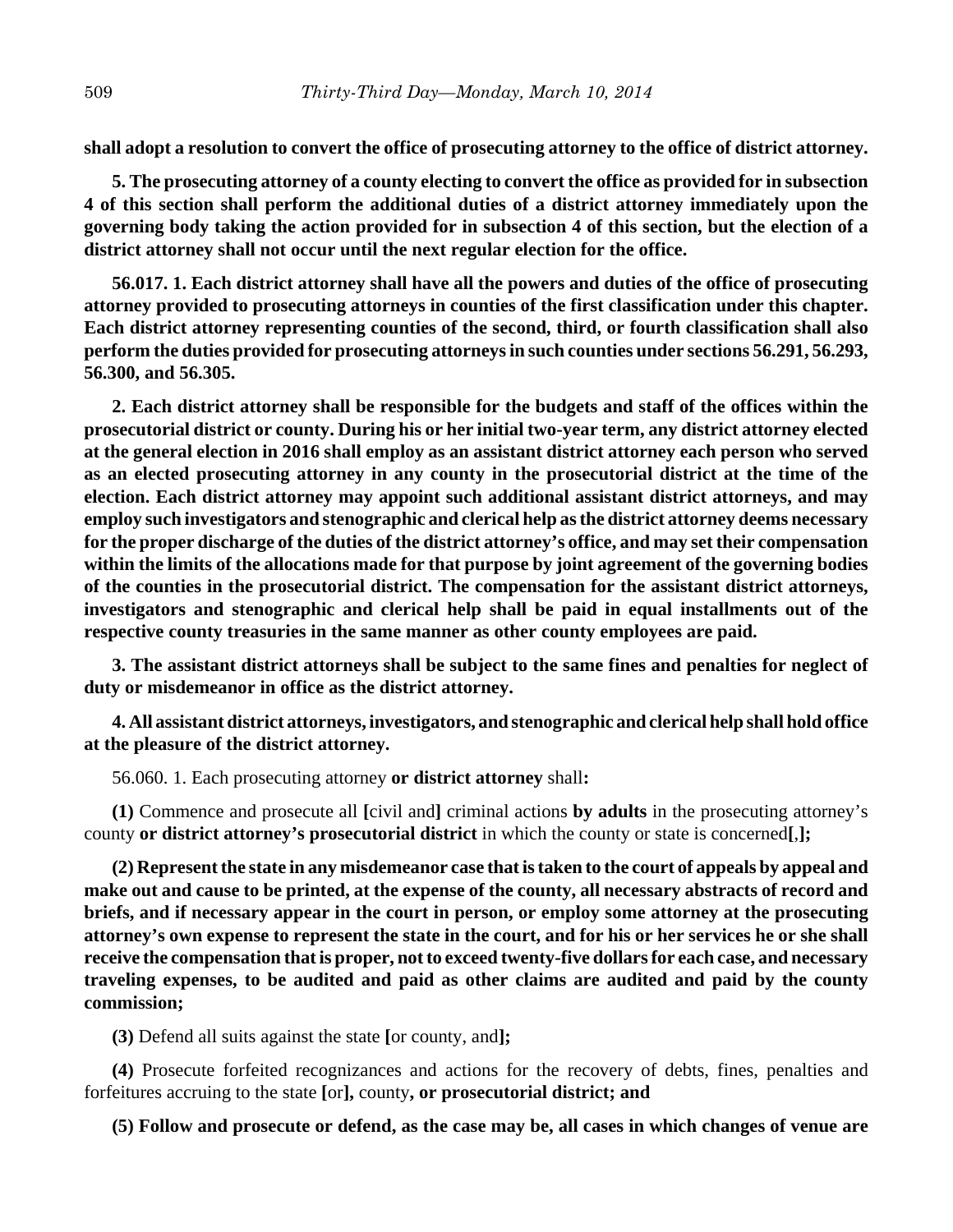**shall adopt a resolution to convert the office of prosecuting attorney to the office of district attorney.**

**5. The prosecuting attorney of a county electing to convert the office as provided for in subsection 4 of this section shall perform the additional duties of a district attorney immediately upon the governing body taking the action provided for in subsection 4 of this section, but the election of a district attorney shall not occur until the next regular election for the office.**

**56.017. 1. Each district attorney shall have all the powers and duties of the office of prosecuting attorney provided to prosecuting attorneys in counties of the first classification under this chapter. Each district attorney representing counties of the second, third, or fourth classification shall also perform the duties provided for prosecuting attorneys in such counties under sections 56.291, 56.293, 56.300, and 56.305.**

**2. Each district attorney shall be responsible for the budgets and staff of the offices within the prosecutorial district or county. During his or her initial two-year term, any district attorney elected at the general election in 2016 shall employ as an assistant district attorney each person who served as an elected prosecuting attorney in any county in the prosecutorial district at the time of the election. Each district attorney may appoint such additional assistant district attorneys, and may employ such investigators and stenographic and clerical help as the district attorney deems necessary for the proper discharge of the duties of the district attorney's office, and may set their compensation within the limits of the allocations made for that purpose by joint agreement of the governing bodies of the counties in the prosecutorial district. The compensation for the assistant district attorneys, investigators and stenographic and clerical help shall be paid in equal installments out of the respective county treasuries in the same manner as other county employees are paid.**

**3. The assistant district attorneys shall be subject to the same fines and penalties for neglect of duty or misdemeanor in office as the district attorney.**

**4. All assistant district attorneys, investigators, and stenographic and clerical help shall hold office at the pleasure of the district attorney.**

56.060. 1. Each prosecuting attorney **or district attorney** shall**:**

**(1)** Commence and prosecute all **[**civil and**]** criminal actions **by adults** in the prosecuting attorney's county **or district attorney's prosecutorial district** in which the county or state is concerned**[**,**];**

**(2) Represent the state in any misdemeanor case that is taken to the court of appeals by appeal and make out and cause to be printed, at the expense of the county, all necessary abstracts of record and briefs, and if necessary appear in the court in person, or employ some attorney at the prosecuting attorney's own expense to represent the state in the court, and for his or her services he or she shall receive the compensation that is proper, not to exceed twenty-five dollars for each case, and necessary traveling expenses, to be audited and paid as other claims are audited and paid by the county commission;**

**(3)** Defend all suits against the state **[**or county, and**];**

**(4)** Prosecute forfeited recognizances and actions for the recovery of debts, fines, penalties and forfeitures accruing to the state **[**or**]**, county**, or prosecutorial district; and**

**(5) Follow and prosecute or defend, as the case may be, all cases in which changes of venue are**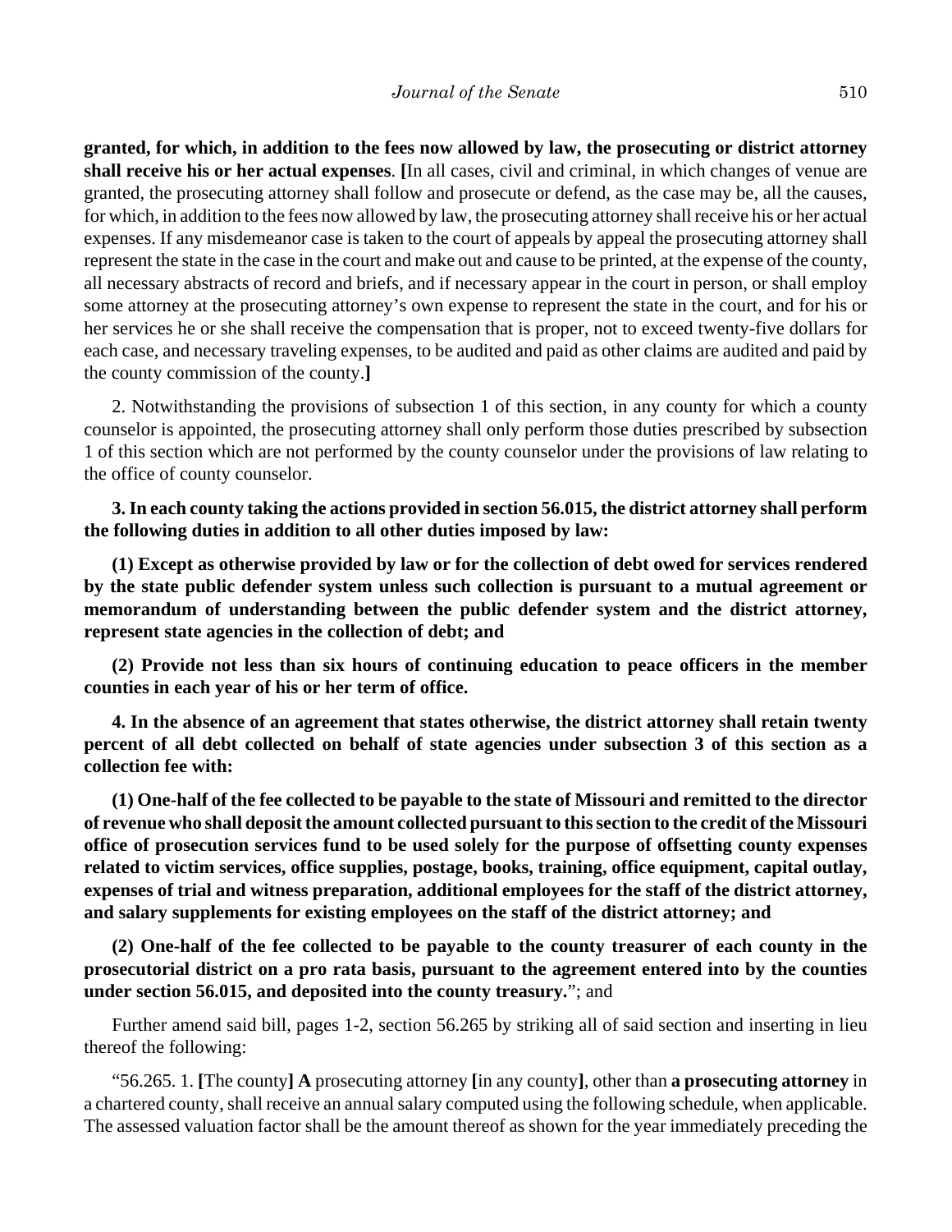**granted, for which, in addition to the fees now allowed by law, the prosecuting or district attorney shall receive his or her actual expenses**. **[**In all cases, civil and criminal, in which changes of venue are granted, the prosecuting attorney shall follow and prosecute or defend, as the case may be, all the causes, for which, in addition to the fees now allowed by law, the prosecuting attorney shall receive his or her actual expenses. If any misdemeanor case is taken to the court of appeals by appeal the prosecuting attorney shall represent the state in the case in the court and make out and cause to be printed, at the expense of the county, all necessary abstracts of record and briefs, and if necessary appear in the court in person, or shall employ some attorney at the prosecuting attorney's own expense to represent the state in the court, and for his or her services he or she shall receive the compensation that is proper, not to exceed twenty-five dollars for each case, and necessary traveling expenses, to be audited and paid as other claims are audited and paid by the county commission of the county.**]**

2. Notwithstanding the provisions of subsection 1 of this section, in any county for which a county counselor is appointed, the prosecuting attorney shall only perform those duties prescribed by subsection 1 of this section which are not performed by the county counselor under the provisions of law relating to the office of county counselor.

**3. In each county taking the actions provided in section 56.015, the district attorney shall perform the following duties in addition to all other duties imposed by law:**

**(1) Except as otherwise provided by law or for the collection of debt owed for services rendered by the state public defender system unless such collection is pursuant to a mutual agreement or memorandum of understanding between the public defender system and the district attorney, represent state agencies in the collection of debt; and**

**(2) Provide not less than six hours of continuing education to peace officers in the member counties in each year of his or her term of office.**

**4. In the absence of an agreement that states otherwise, the district attorney shall retain twenty percent of all debt collected on behalf of state agencies under subsection 3 of this section as a collection fee with:**

**(1) One-half of the fee collected to be payable to the state of Missouri and remitted to the director of revenue who shall deposit the amount collected pursuant to this section to the credit of the Missouri office of prosecution services fund to be used solely for the purpose of offsetting county expenses related to victim services, office supplies, postage, books, training, office equipment, capital outlay, expenses of trial and witness preparation, additional employees for the staff of the district attorney, and salary supplements for existing employees on the staff of the district attorney; and**

**(2) One-half of the fee collected to be payable to the county treasurer of each county in the prosecutorial district on a pro rata basis, pursuant to the agreement entered into by the counties under section 56.015, and deposited into the county treasury.**"; and

Further amend said bill, pages 1-2, section 56.265 by striking all of said section and inserting in lieu thereof the following:

"56.265. 1. **[**The county**] A** prosecuting attorney **[**in any county**]**, other than **a prosecuting attorney** in a chartered county, shall receive an annual salary computed using the following schedule, when applicable. The assessed valuation factor shall be the amount thereof as shown for the year immediately preceding the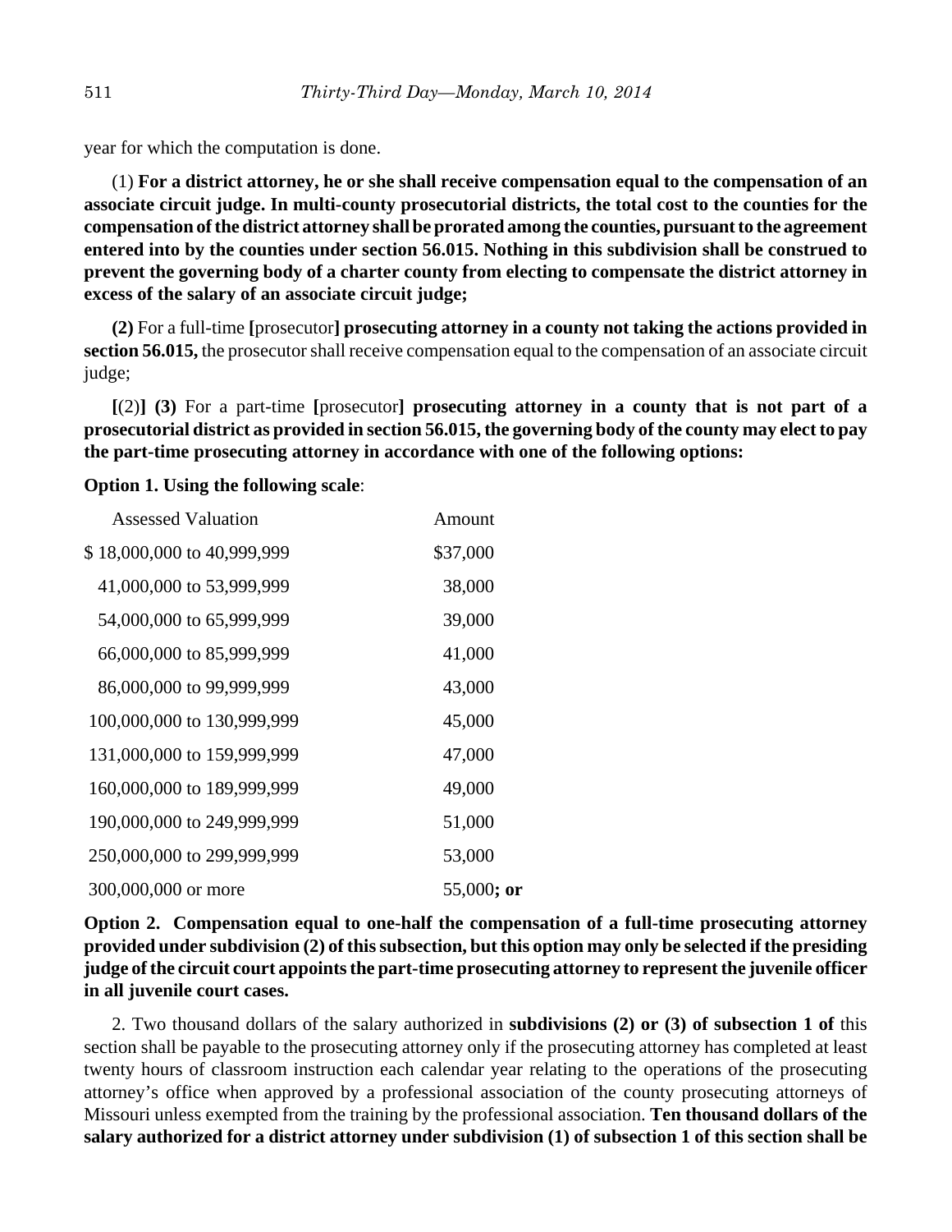year for which the computation is done.

(1) **For a district attorney, he or she shall receive compensation equal to the compensation of an associate circuit judge. In multi-county prosecutorial districts, the total cost to the counties for the compensation of the district attorney shall be prorated among the counties, pursuant to the agreement entered into by the counties under section 56.015. Nothing in this subdivision shall be construed to prevent the governing body of a charter county from electing to compensate the district attorney in excess of the salary of an associate circuit judge;**

**(2)** For a full-time **[**prosecutor**] prosecuting attorney in a county not taking the actions provided in section 56.015,** the prosecutor shall receive compensation equal to the compensation of an associate circuit judge;

**[**(2)**] (3)** For a part-time **[**prosecutor**] prosecuting attorney in a county that is not part of a prosecutorial district as provided in section 56.015, the governing body of the county may elect to pay the part-time prosecuting attorney in accordance with one of the following options:**

**Option 1. Using the following scale**:

| Assessed Valuation | Amount |
|---|---|
| $ 18,000,000 to 40,999,999 | $37,000 |
| 41,000,000 to 53,999,999 | 38,000 |
| 54,000,000 to 65,999,999 | 39,000 |
| 66,000,000 to 85,999,999 | 41,000 |
| 86,000,000 to 99,999,999 | 43,000 |
| 100,000,000 to 130,999,999 | 45,000 |
| 131,000,000 to 159,999,999 | 47,000 |
| 160,000,000 to 189,999,999 | 49,000 |
| 190,000,000 to 249,999,999 | 51,000 |
| 250,000,000 to 299,999,999 | 53,000 |
| 300,000,000 or more | 55,000**; or** |

**Option 2. Compensation equal to one-half the compensation of a full-time prosecuting attorney provided under subdivision (2) of this subsection, but this option may only be selected if the presiding judge of the circuit court appoints the part-time prosecuting attorney to represent the juvenile officer in all juvenile court cases.**

2. Two thousand dollars of the salary authorized in **subdivisions (2) or (3) of subsection 1 of** this section shall be payable to the prosecuting attorney only if the prosecuting attorney has completed at least twenty hours of classroom instruction each calendar year relating to the operations of the prosecuting attorney's office when approved by a professional association of the county prosecuting attorneys of Missouri unless exempted from the training by the professional association. **Ten thousand dollars of the salary authorized for a district attorney under subdivision (1) of subsection 1 of this section shall be**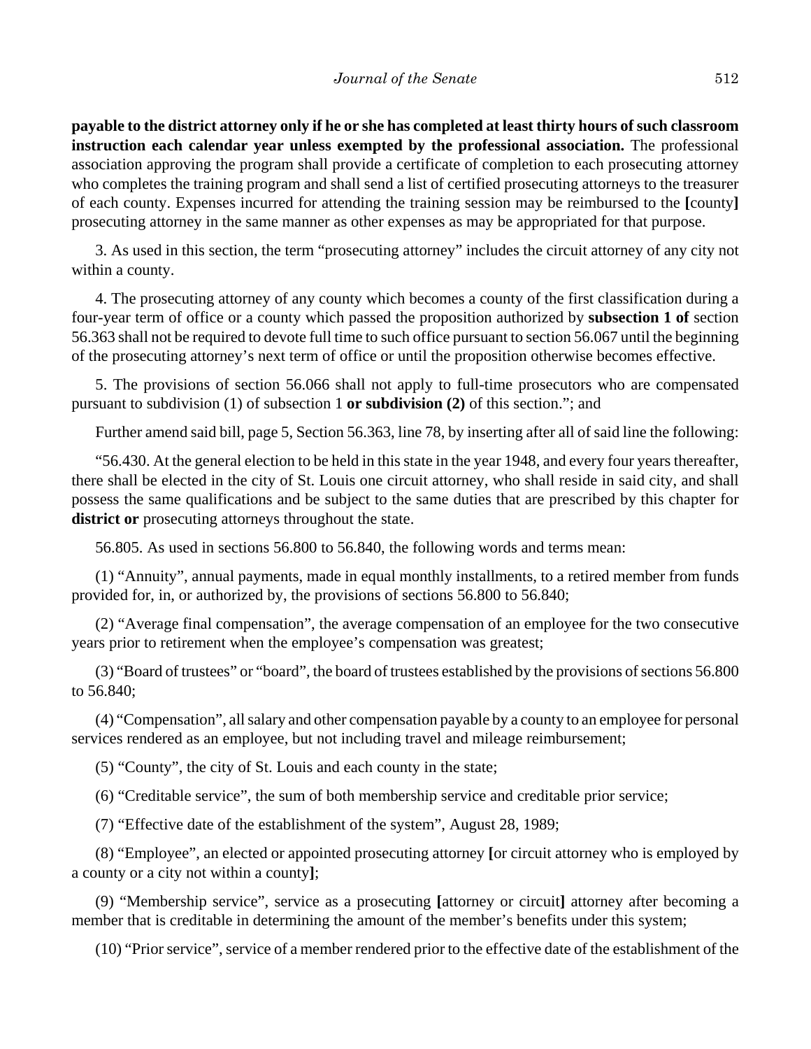**payable to the district attorney only if he or she has completed at least thirty hours of such classroom instruction each calendar year unless exempted by the professional association.** The professional association approving the program shall provide a certificate of completion to each prosecuting attorney who completes the training program and shall send a list of certified prosecuting attorneys to the treasurer of each county. Expenses incurred for attending the training session may be reimbursed to the **[**county**]** prosecuting attorney in the same manner as other expenses as may be appropriated for that purpose.

3. As used in this section, the term "prosecuting attorney" includes the circuit attorney of any city not within a county.

4. The prosecuting attorney of any county which becomes a county of the first classification during a four-year term of office or a county which passed the proposition authorized by **subsection 1 of** section 56.363 shall not be required to devote full time to such office pursuant to section 56.067 until the beginning of the prosecuting attorney's next term of office or until the proposition otherwise becomes effective.

5. The provisions of section 56.066 shall not apply to full-time prosecutors who are compensated pursuant to subdivision (1) of subsection 1 **or subdivision (2)** of this section."; and

Further amend said bill, page 5, Section 56.363, line 78, by inserting after all of said line the following:

"56.430. At the general election to be held in this state in the year 1948, and every four years thereafter, there shall be elected in the city of St. Louis one circuit attorney, who shall reside in said city, and shall possess the same qualifications and be subject to the same duties that are prescribed by this chapter for **district or** prosecuting attorneys throughout the state.

56.805. As used in sections 56.800 to 56.840, the following words and terms mean:

(1) "Annuity", annual payments, made in equal monthly installments, to a retired member from funds provided for, in, or authorized by, the provisions of sections 56.800 to 56.840;

(2) "Average final compensation", the average compensation of an employee for the two consecutive years prior to retirement when the employee's compensation was greatest;

(3) "Board of trustees" or "board", the board of trustees established by the provisions of sections 56.800 to 56.840;

(4) "Compensation", all salary and other compensation payable by a county to an employee for personal services rendered as an employee, but not including travel and mileage reimbursement;

(5) "County", the city of St. Louis and each county in the state;

(6) "Creditable service", the sum of both membership service and creditable prior service;

(7) "Effective date of the establishment of the system", August 28, 1989;

(8) "Employee", an elected or appointed prosecuting attorney **[**or circuit attorney who is employed by a county or a city not within a county**]**;

(9) "Membership service", service as a prosecuting **[**attorney or circuit**]** attorney after becoming a member that is creditable in determining the amount of the member's benefits under this system;

(10) "Prior service", service of a member rendered prior to the effective date of the establishment of the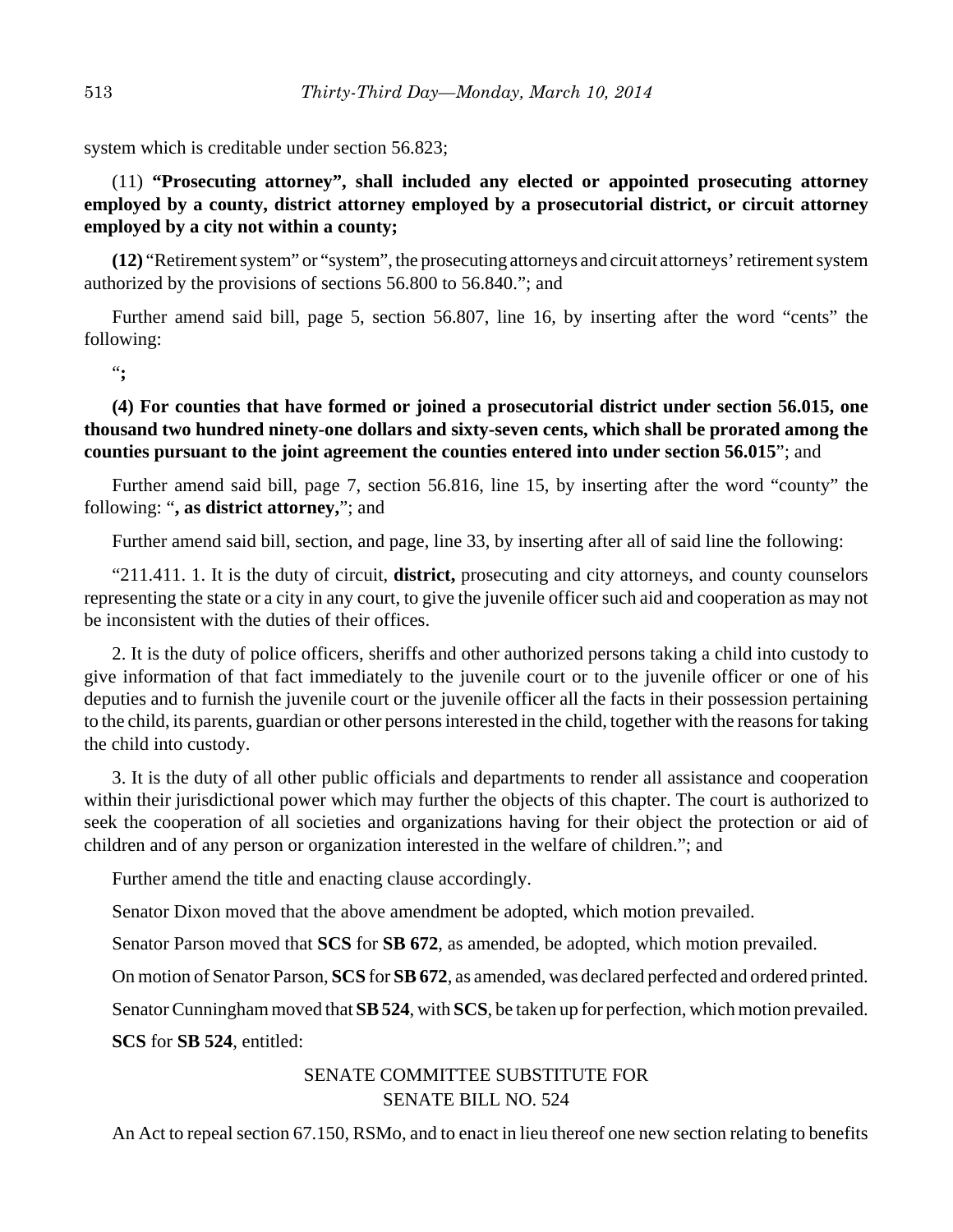system which is creditable under section 56.823;

(11) **"Prosecuting attorney", shall included any elected or appointed prosecuting attorney employed by a county, district attorney employed by a prosecutorial district, or circuit attorney employed by a city not within a county;**

**(12)** "Retirement system" or "system", the prosecuting attorneys and circuit attorneys' retirement system authorized by the provisions of sections 56.800 to 56.840."; and

Further amend said bill, page 5, section 56.807, line 16, by inserting after the word "cents" the following:

"**;**

**(4) For counties that have formed or joined a prosecutorial district under section 56.015, one thousand two hundred ninety-one dollars and sixty-seven cents, which shall be prorated among the counties pursuant to the joint agreement the counties entered into under section 56.015**"; and

Further amend said bill, page 7, section 56.816, line 15, by inserting after the word "county" the following: "**, as district attorney,**"; and

Further amend said bill, section, and page, line 33, by inserting after all of said line the following:

"211.411. 1. It is the duty of circuit, **district,** prosecuting and city attorneys, and county counselors representing the state or a city in any court, to give the juvenile officer such aid and cooperation as may not be inconsistent with the duties of their offices.

2. It is the duty of police officers, sheriffs and other authorized persons taking a child into custody to give information of that fact immediately to the juvenile court or to the juvenile officer or one of his deputies and to furnish the juvenile court or the juvenile officer all the facts in their possession pertaining to the child, its parents, guardian or other persons interested in the child, together with the reasons for taking the child into custody.

3. It is the duty of all other public officials and departments to render all assistance and cooperation within their jurisdictional power which may further the objects of this chapter. The court is authorized to seek the cooperation of all societies and organizations having for their object the protection or aid of children and of any person or organization interested in the welfare of children."; and

Further amend the title and enacting clause accordingly.

Senator Dixon moved that the above amendment be adopted, which motion prevailed.

Senator Parson moved that **SCS** for **SB 672**, as amended, be adopted, which motion prevailed.

On motion of Senator Parson, **SCS** for **SB 672**, as amended, was declared perfected and ordered printed.

Senator Cunningham moved that **SB 524**, with **SCS**, be taken up for perfection, which motion prevailed.

**SCS** for **SB 524**, entitled:

SENATE COMMITTEE SUBSTITUTE FOR
SENATE BILL NO. 524

An Act to repeal section 67.150, RSMo, and to enact in lieu thereof one new section relating to benefits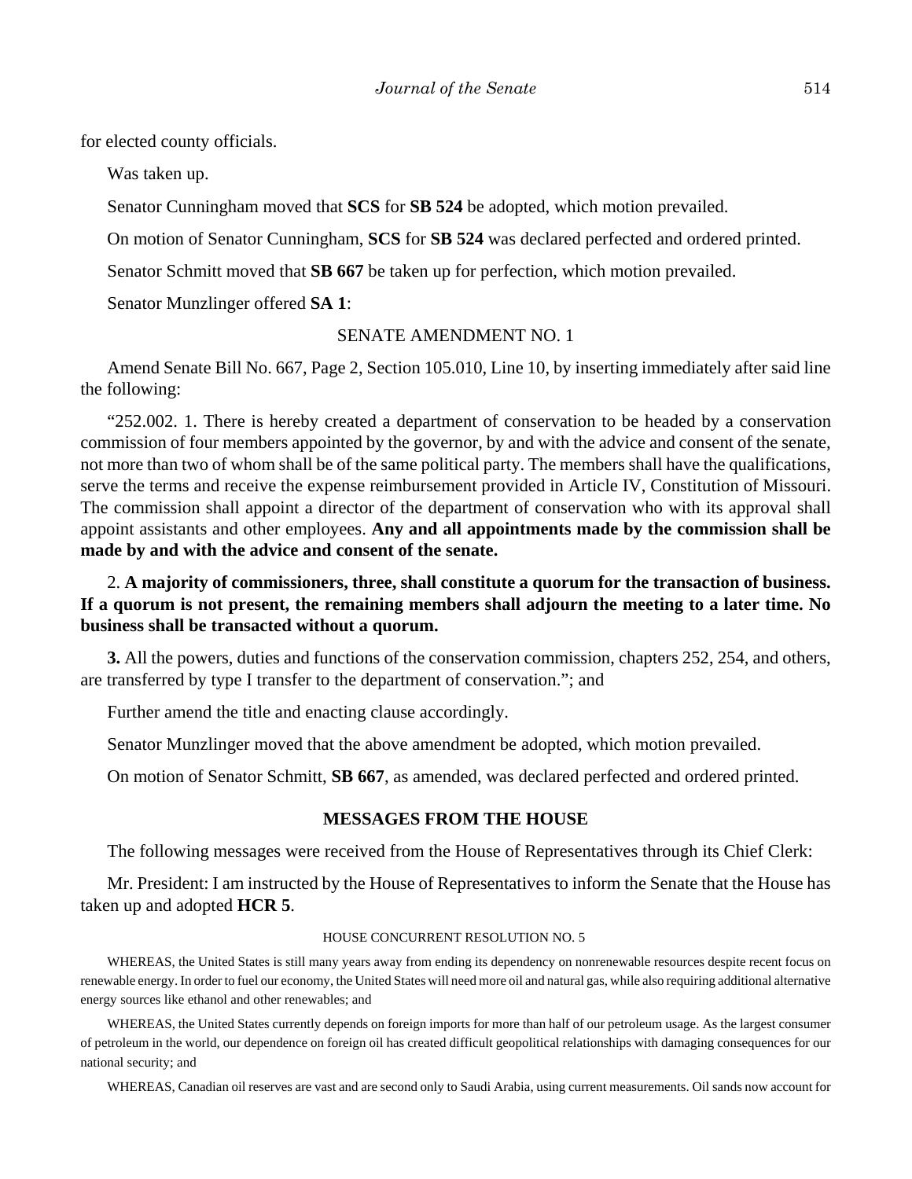for elected county officials.

Was taken up.

Senator Cunningham moved that **SCS** for **SB 524** be adopted, which motion prevailed.

On motion of Senator Cunningham, **SCS** for **SB 524** was declared perfected and ordered printed.

Senator Schmitt moved that **SB 667** be taken up for perfection, which motion prevailed.

Senator Munzlinger offered **SA 1**:

SENATE AMENDMENT NO. 1

Amend Senate Bill No. 667, Page 2, Section 105.010, Line 10, by inserting immediately after said line the following:

"252.002. 1. There is hereby created a department of conservation to be headed by a conservation commission of four members appointed by the governor, by and with the advice and consent of the senate, not more than two of whom shall be of the same political party. The members shall have the qualifications, serve the terms and receive the expense reimbursement provided in Article IV, Constitution of Missouri. The commission shall appoint a director of the department of conservation who with its approval shall appoint assistants and other employees. **Any and all appointments made by the commission shall be made by and with the advice and consent of the senate.**

2. **A majority of commissioners, three, shall constitute a quorum for the transaction of business. If a quorum is not present, the remaining members shall adjourn the meeting to a later time. No business shall be transacted without a quorum.**

**3.** All the powers, duties and functions of the conservation commission, chapters 252, 254, and others, are transferred by type I transfer to the department of conservation."; and

Further amend the title and enacting clause accordingly.

Senator Munzlinger moved that the above amendment be adopted, which motion prevailed.

On motion of Senator Schmitt, **SB 667**, as amended, was declared perfected and ordered printed.

## MESSAGES FROM THE HOUSE

The following messages were received from the House of Representatives through its Chief Clerk:

Mr. President: I am instructed by the House of Representatives to inform the Senate that the House has taken up and adopted **HCR 5**.

HOUSE CONCURRENT RESOLUTION NO. 5

WHEREAS, the United States is still many years away from ending its dependency on nonrenewable resources despite recent focus on renewable energy. In order to fuel our economy, the United States will need more oil and natural gas, while also requiring additional alternative energy sources like ethanol and other renewables; and

WHEREAS, the United States currently depends on foreign imports for more than half of our petroleum usage. As the largest consumer of petroleum in the world, our dependence on foreign oil has created difficult geopolitical relationships with damaging consequences for our national security; and

WHEREAS, Canadian oil reserves are vast and are second only to Saudi Arabia, using current measurements. Oil sands now account for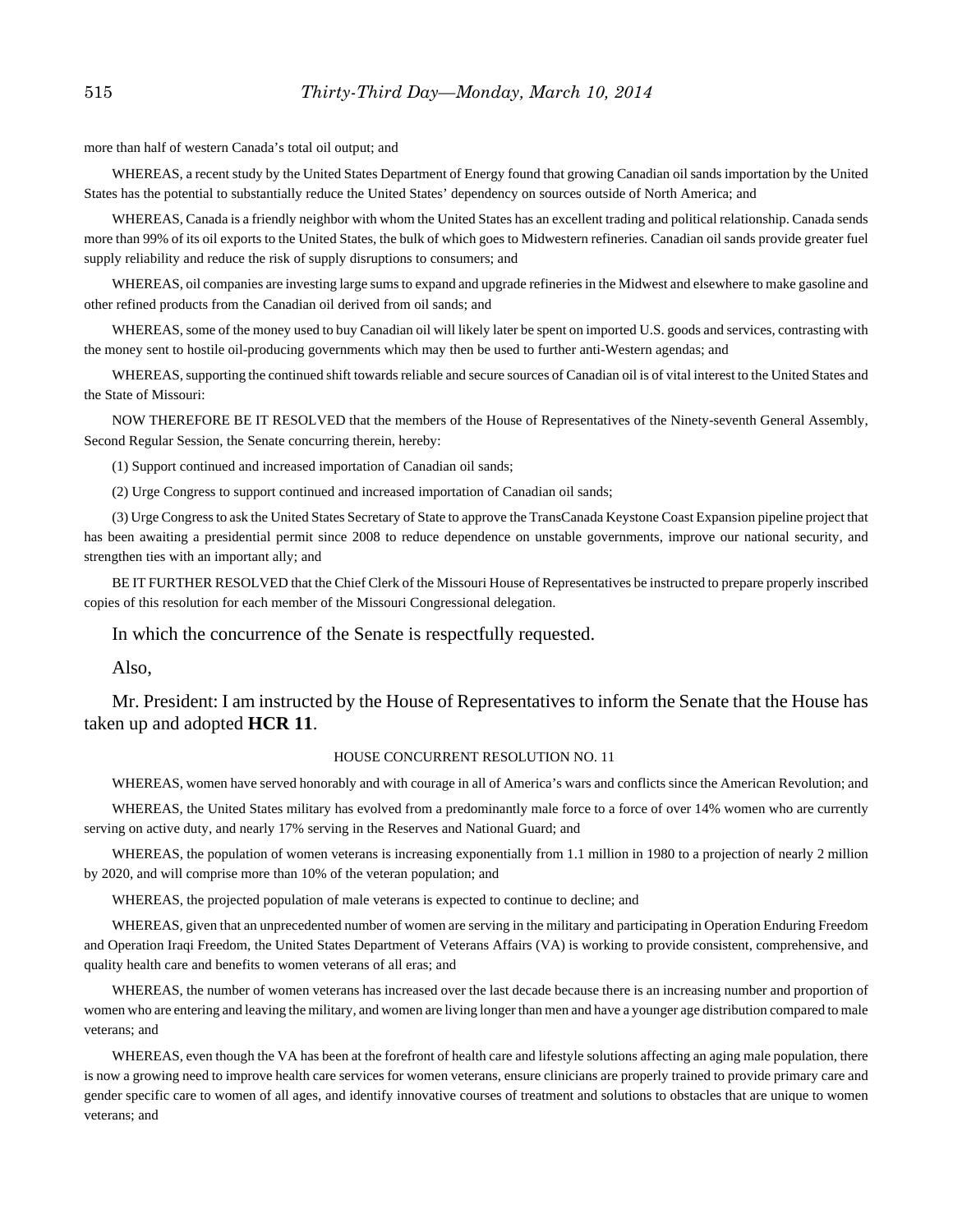more than half of western Canada's total oil output; and

WHEREAS, a recent study by the United States Department of Energy found that growing Canadian oil sands importation by the United States has the potential to substantially reduce the United States' dependency on sources outside of North America; and

WHEREAS, Canada is a friendly neighbor with whom the United States has an excellent trading and political relationship. Canada sends more than 99% of its oil exports to the United States, the bulk of which goes to Midwestern refineries. Canadian oil sands provide greater fuel supply reliability and reduce the risk of supply disruptions to consumers; and

WHEREAS, oil companies are investing large sums to expand and upgrade refineries in the Midwest and elsewhere to make gasoline and other refined products from the Canadian oil derived from oil sands; and

WHEREAS, some of the money used to buy Canadian oil will likely later be spent on imported U.S. goods and services, contrasting with the money sent to hostile oil-producing governments which may then be used to further anti-Western agendas; and

WHEREAS, supporting the continued shift towards reliable and secure sources of Canadian oil is of vital interest to the United States and the State of Missouri:

NOW THEREFORE BE IT RESOLVED that the members of the House of Representatives of the Ninety-seventh General Assembly, Second Regular Session, the Senate concurring therein, hereby:

(1) Support continued and increased importation of Canadian oil sands;

(2) Urge Congress to support continued and increased importation of Canadian oil sands;

(3) Urge Congress to ask the United States Secretary of State to approve the TransCanada Keystone Coast Expansion pipeline project that has been awaiting a presidential permit since 2008 to reduce dependence on unstable governments, improve our national security, and strengthen ties with an important ally; and

BE IT FURTHER RESOLVED that the Chief Clerk of the Missouri House of Representatives be instructed to prepare properly inscribed copies of this resolution for each member of the Missouri Congressional delegation.

In which the concurrence of the Senate is respectfully requested.

Also,

Mr. President: I am instructed by the House of Representatives to inform the Senate that the House has taken up and adopted **HCR 11**.

HOUSE CONCURRENT RESOLUTION NO. 11

WHEREAS, women have served honorably and with courage in all of America's wars and conflicts since the American Revolution; and

WHEREAS, the United States military has evolved from a predominantly male force to a force of over 14% women who are currently serving on active duty, and nearly 17% serving in the Reserves and National Guard; and

WHEREAS, the population of women veterans is increasing exponentially from 1.1 million in 1980 to a projection of nearly 2 million by 2020, and will comprise more than 10% of the veteran population; and

WHEREAS, the projected population of male veterans is expected to continue to decline; and

WHEREAS, given that an unprecedented number of women are serving in the military and participating in Operation Enduring Freedom and Operation Iraqi Freedom, the United States Department of Veterans Affairs (VA) is working to provide consistent, comprehensive, and quality health care and benefits to women veterans of all eras; and

WHEREAS, the number of women veterans has increased over the last decade because there is an increasing number and proportion of women who are entering and leaving the military, and women are living longer than men and have a younger age distribution compared to male veterans; and

WHEREAS, even though the VA has been at the forefront of health care and lifestyle solutions affecting an aging male population, there is now a growing need to improve health care services for women veterans, ensure clinicians are properly trained to provide primary care and gender specific care to women of all ages, and identify innovative courses of treatment and solutions to obstacles that are unique to women veterans; and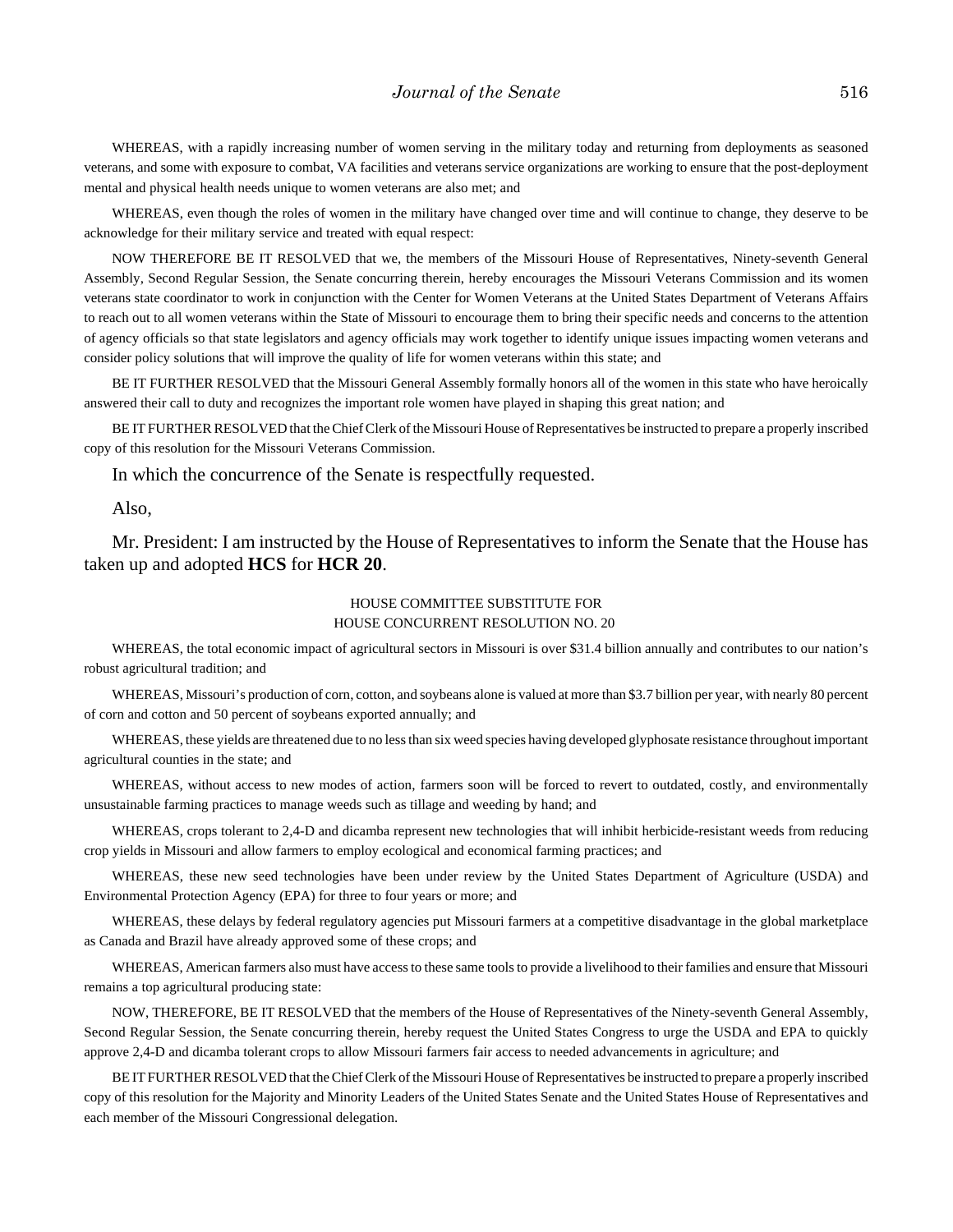WHEREAS, with a rapidly increasing number of women serving in the military today and returning from deployments as seasoned veterans, and some with exposure to combat, VA facilities and veterans service organizations are working to ensure that the post-deployment mental and physical health needs unique to women veterans are also met; and

WHEREAS, even though the roles of women in the military have changed over time and will continue to change, they deserve to be acknowledge for their military service and treated with equal respect:

NOW THEREFORE BE IT RESOLVED that we, the members of the Missouri House of Representatives, Ninety-seventh General Assembly, Second Regular Session, the Senate concurring therein, hereby encourages the Missouri Veterans Commission and its women veterans state coordinator to work in conjunction with the Center for Women Veterans at the United States Department of Veterans Affairs to reach out to all women veterans within the State of Missouri to encourage them to bring their specific needs and concerns to the attention of agency officials so that state legislators and agency officials may work together to identify unique issues impacting women veterans and consider policy solutions that will improve the quality of life for women veterans within this state; and

BE IT FURTHER RESOLVED that the Missouri General Assembly formally honors all of the women in this state who have heroically answered their call to duty and recognizes the important role women have played in shaping this great nation; and

BE IT FURTHER RESOLVED that the Chief Clerk of the Missouri House of Representatives be instructed to prepare a properly inscribed copy of this resolution for the Missouri Veterans Commission.

In which the concurrence of the Senate is respectfully requested.

Also,

Mr. President: I am instructed by the House of Representatives to inform the Senate that the House has taken up and adopted **HCS** for **HCR 20**.

HOUSE COMMITTEE SUBSTITUTE FOR
HOUSE CONCURRENT RESOLUTION NO. 20

WHEREAS, the total economic impact of agricultural sectors in Missouri is over $31.4 billion annually and contributes to our nation's robust agricultural tradition; and

WHEREAS, Missouri's production of corn, cotton, and soybeans alone is valued at more than $3.7 billion per year, with nearly 80 percent of corn and cotton and 50 percent of soybeans exported annually; and

WHEREAS, these yields are threatened due to no less than six weed species having developed glyphosate resistance throughout important agricultural counties in the state; and

WHEREAS, without access to new modes of action, farmers soon will be forced to revert to outdated, costly, and environmentally unsustainable farming practices to manage weeds such as tillage and weeding by hand; and

WHEREAS, crops tolerant to 2,4-D and dicamba represent new technologies that will inhibit herbicide-resistant weeds from reducing crop yields in Missouri and allow farmers to employ ecological and economical farming practices; and

WHEREAS, these new seed technologies have been under review by the United States Department of Agriculture (USDA) and Environmental Protection Agency (EPA) for three to four years or more; and

WHEREAS, these delays by federal regulatory agencies put Missouri farmers at a competitive disadvantage in the global marketplace as Canada and Brazil have already approved some of these crops; and

WHEREAS, American farmers also must have access to these same tools to provide a livelihood to their families and ensure that Missouri remains a top agricultural producing state:

NOW, THEREFORE, BE IT RESOLVED that the members of the House of Representatives of the Ninety-seventh General Assembly, Second Regular Session, the Senate concurring therein, hereby request the United States Congress to urge the USDA and EPA to quickly approve 2,4-D and dicamba tolerant crops to allow Missouri farmers fair access to needed advancements in agriculture; and

BE IT FURTHER RESOLVED that the Chief Clerk of the Missouri House of Representatives be instructed to prepare a properly inscribed copy of this resolution for the Majority and Minority Leaders of the United States Senate and the United States House of Representatives and each member of the Missouri Congressional delegation.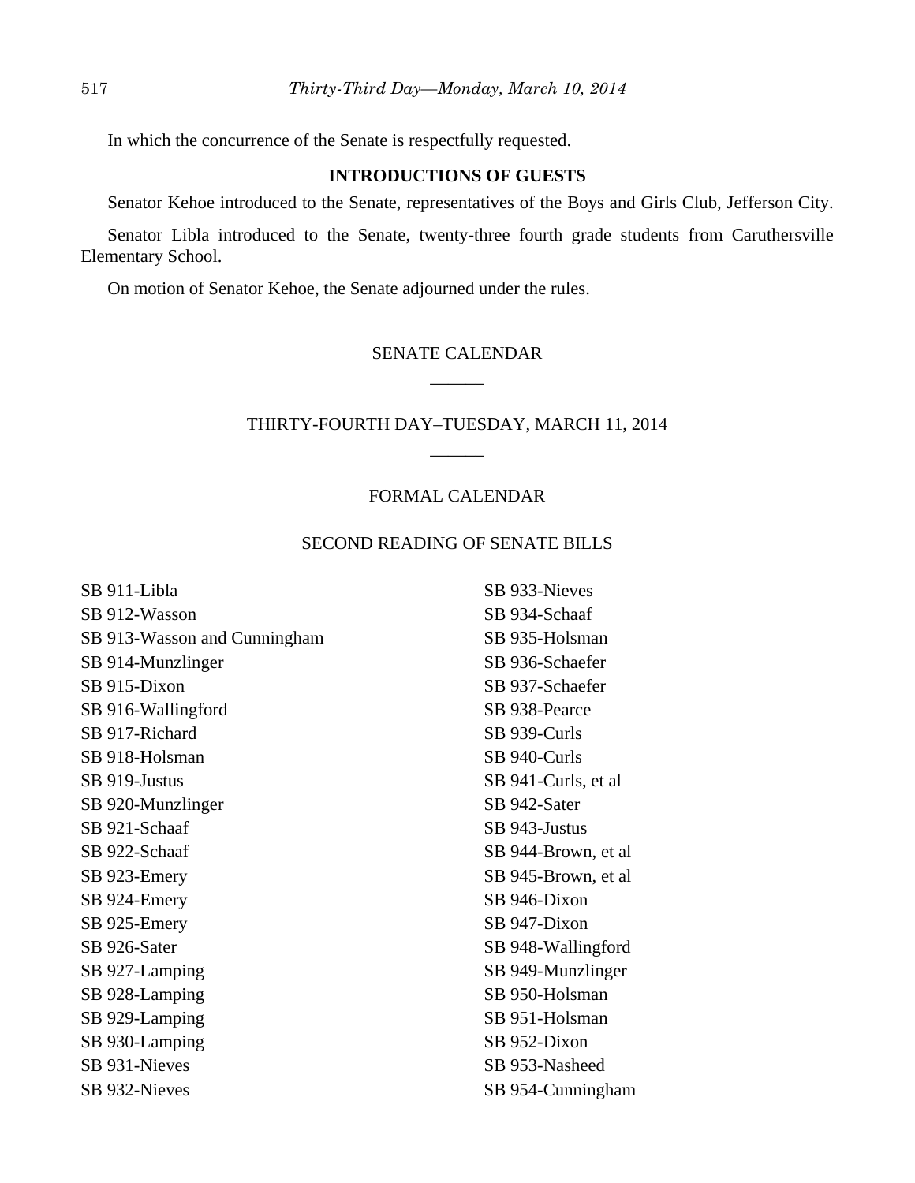In which the concurrence of the Senate is respectfully requested.

**INTRODUCTIONS OF GUESTS**

Senator Kehoe introduced to the Senate, representatives of the Boys and Girls Club, Jefferson City.

Senator Libla introduced to the Senate, twenty-three fourth grade students from Caruthersville Elementary School.

On motion of Senator Kehoe, the Senate adjourned under the rules.

SENATE CALENDAR

______

THIRTY-FOURTH DAY–TUESDAY, MARCH 11, 2014

______

FORMAL CALENDAR

SECOND READING OF SENATE BILLS

SB 911-Libla
SB 912-Wasson
SB 913-Wasson and Cunningham
SB 914-Munzlinger
SB 915-Dixon
SB 916-Wallingford
SB 917-Richard
SB 918-Holsman
SB 919-Justus
SB 920-Munzlinger
SB 921-Schaaf
SB 922-Schaaf
SB 923-Emery
SB 924-Emery
SB 925-Emery
SB 926-Sater
SB 927-Lamping
SB 928-Lamping
SB 929-Lamping
SB 930-Lamping
SB 931-Nieves
SB 932-Nieves
SB 933-Nieves
SB 934-Schaaf
SB 935-Holsman
SB 936-Schaefer
SB 937-Schaefer
SB 938-Pearce
SB 939-Curls
SB 940-Curls
SB 941-Curls, et al
SB 942-Sater
SB 943-Justus
SB 944-Brown, et al
SB 945-Brown, et al
SB 946-Dixon
SB 947-Dixon
SB 948-Wallingford
SB 949-Munzlinger
SB 950-Holsman
SB 951-Holsman
SB 952-Dixon
SB 953-Nasheed
SB 954-Cunningham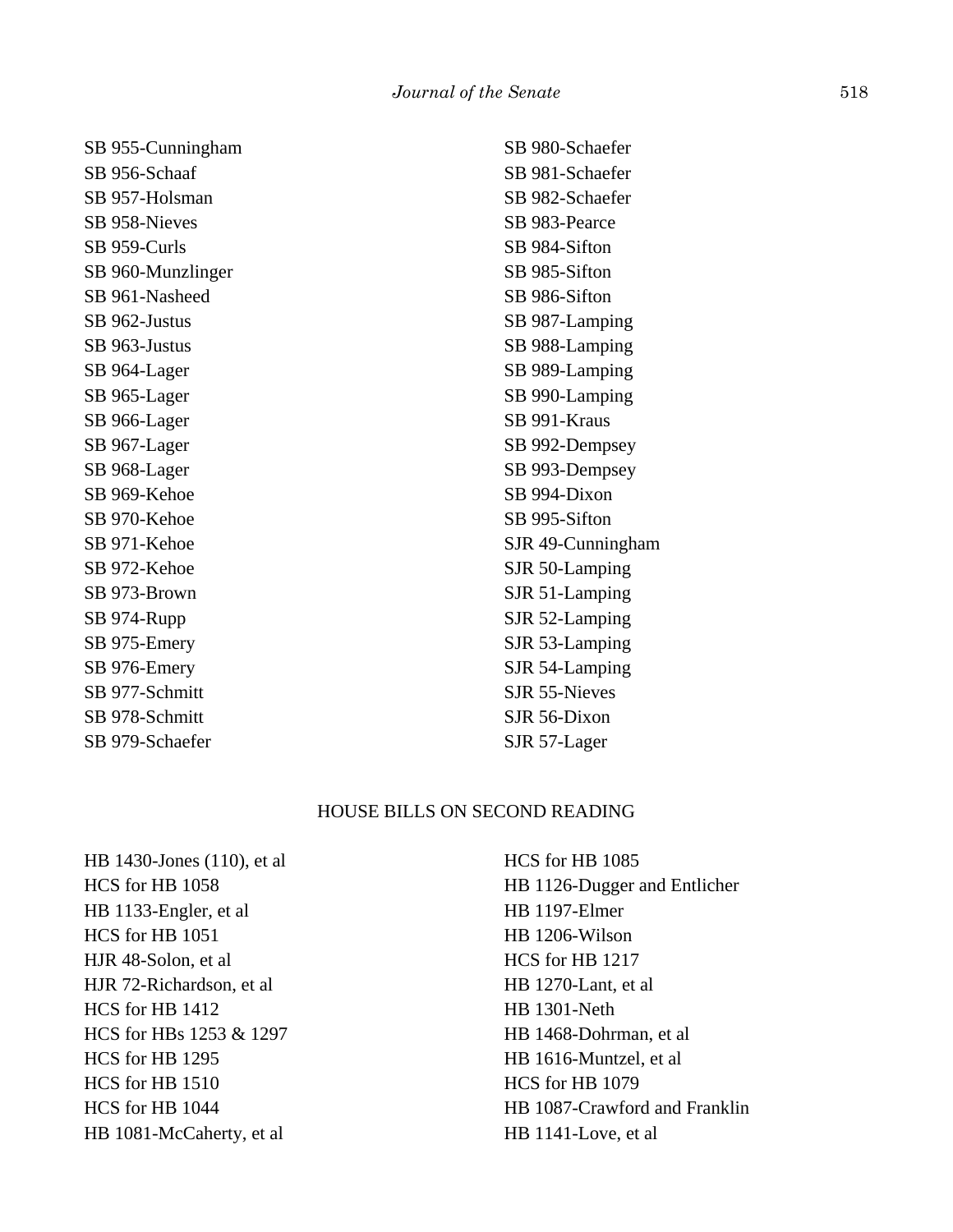SB 955-Cunningham
SB 956-Schaaf
SB 957-Holsman
SB 958-Nieves
SB 959-Curls
SB 960-Munzlinger
SB 961-Nasheed
SB 962-Justus
SB 963-Justus
SB 964-Lager
SB 965-Lager
SB 966-Lager
SB 967-Lager
SB 968-Lager
SB 969-Kehoe
SB 970-Kehoe
SB 971-Kehoe
SB 972-Kehoe
SB 973-Brown
SB 974-Rupp
SB 975-Emery
SB 976-Emery
SB 977-Schmitt
SB 978-Schmitt
SB 979-Schaefer
SB 980-Schaefer
SB 981-Schaefer
SB 982-Schaefer
SB 983-Pearce
SB 984-Sifton
SB 985-Sifton
SB 986-Sifton
SB 987-Lamping
SB 988-Lamping
SB 989-Lamping
SB 990-Lamping
SB 991-Kraus
SB 992-Dempsey
SB 993-Dempsey
SB 994-Dixon
SB 995-Sifton
SJR 49-Cunningham
SJR 50-Lamping
SJR 51-Lamping
SJR 52-Lamping
SJR 53-Lamping
SJR 54-Lamping
SJR 55-Nieves
SJR 56-Dixon
SJR 57-Lager

## HOUSE BILLS ON SECOND READING

HB 1430-Jones (110), et al
HCS for HB 1058
HB 1133-Engler, et al
HCS for HB 1051
HJR 48-Solon, et al
HJR 72-Richardson, et al
HCS for HB 1412
HCS for HBs 1253 & 1297
HCS for HB 1295
HCS for HB 1510
HCS for HB 1044
HB 1081-McCaherty, et al
HCS for HB 1085
HB 1126-Dugger and Entlicher
HB 1197-Elmer
HB 1206-Wilson
HCS for HB 1217
HB 1270-Lant, et al
HB 1301-Neth
HB 1468-Dohrman, et al
HB 1616-Muntzel, et al
HCS for HB 1079
HB 1087-Crawford and Franklin
HB 1141-Love, et al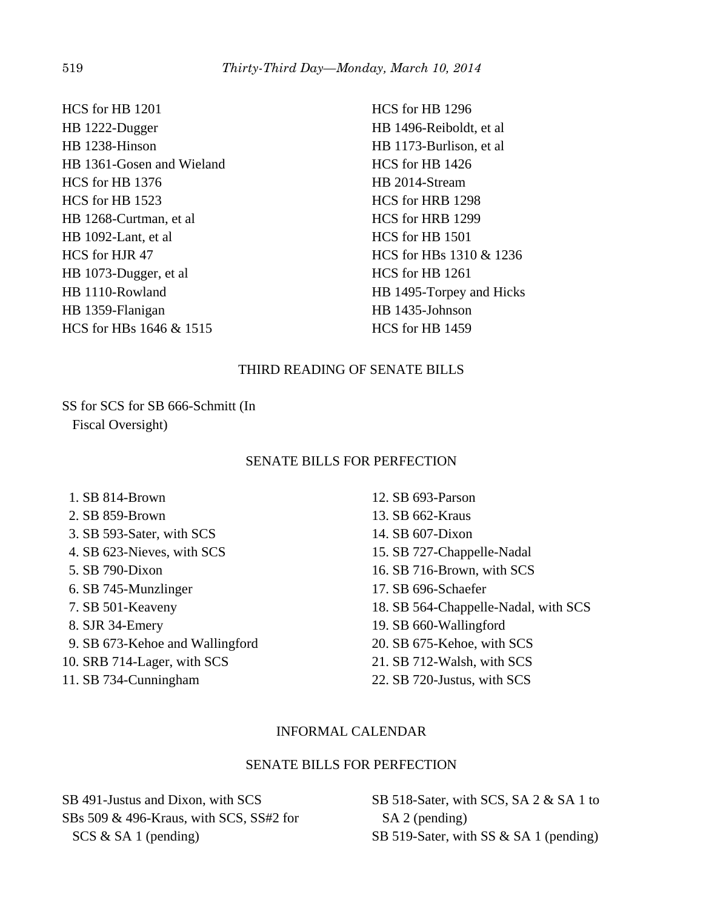HCS for HB 1201
HB 1222-Dugger
HB 1238-Hinson
HB 1361-Gosen and Wieland
HCS for HB 1376
HCS for HB 1523
HB 1268-Curtman, et al
HB 1092-Lant, et al
HCS for HJR 47
HB 1073-Dugger, et al
HB 1110-Rowland
HB 1359-Flanigan
HCS for HBs 1646 & 1515
HCS for HB 1296
HB 1496-Reiboldt, et al
HB 1173-Burlison, et al
HCS for HB 1426
HB 2014-Stream
HCS for HRB 1298
HCS for HRB 1299
HCS for HB 1501
HCS for HBs 1310 & 1236
HCS for HB 1261
HB 1495-Torpey and Hicks
HB 1435-Johnson
HCS for HB 1459

## THIRD READING OF SENATE BILLS

SS for SCS for SB 666-Schmitt (In Fiscal Oversight)

## SENATE BILLS FOR PERFECTION

1. SB 814-Brown
2. SB 859-Brown
3. SB 593-Sater, with SCS
4. SB 623-Nieves, with SCS
5. SB 790-Dixon
6. SB 745-Munzlinger
7. SB 501-Keaveny
8. SJR 34-Emery
9. SB 673-Kehoe and Wallingford
10. SRB 714-Lager, with SCS
11. SB 734-Cunningham
12. SB 693-Parson
13. SB 662-Kraus
14. SB 607-Dixon
15. SB 727-Chappelle-Nadal
16. SB 716-Brown, with SCS
17. SB 696-Schaefer
18. SB 564-Chappelle-Nadal, with SCS
19. SB 660-Wallingford
20. SB 675-Kehoe, with SCS
21. SB 712-Walsh, with SCS
22. SB 720-Justus, with SCS

## INFORMAL CALENDAR

## SENATE BILLS FOR PERFECTION

SB 491-Justus and Dixon, with SCS
SBs 509 & 496-Kraus, with SCS, SS#2 for SCS & SA 1 (pending)
SB 518-Sater, with SCS, SA 2 & SA 1 to SA 2 (pending)
SB 519-Sater, with SS & SA 1 (pending)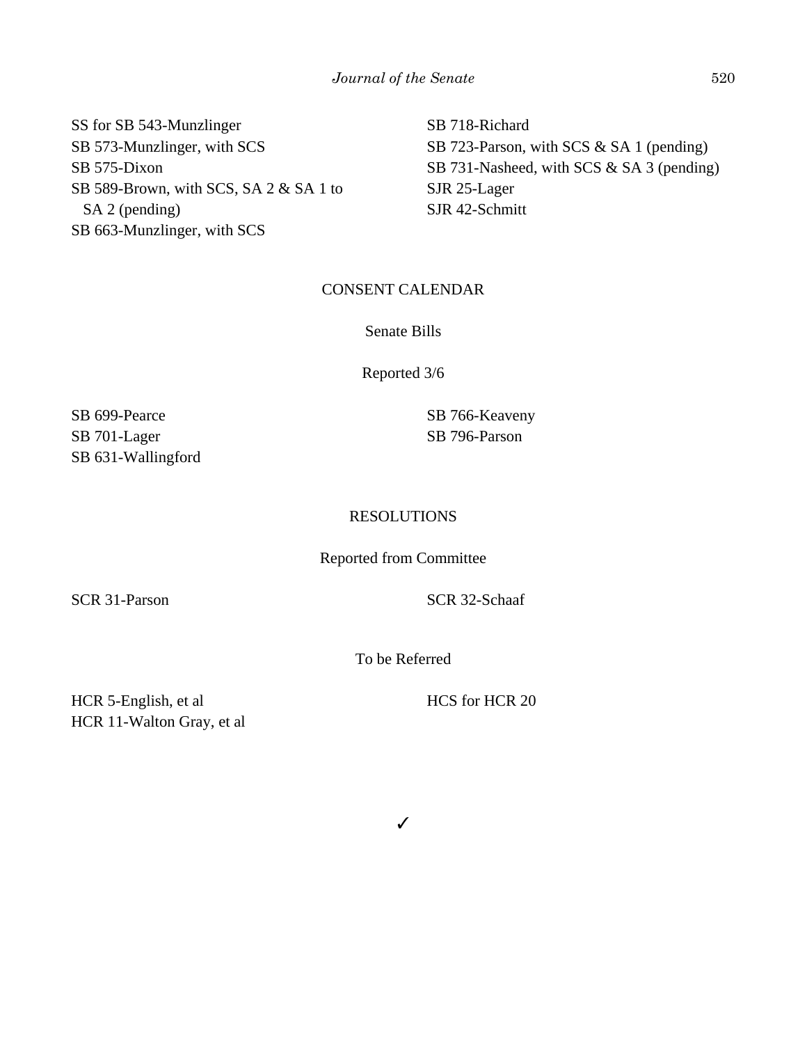SS for SB 543-Munzlinger
SB 573-Munzlinger, with SCS
SB 575-Dixon
SB 589-Brown, with SCS, SA 2 & SA 1 to SA 2 (pending)
SB 663-Munzlinger, with SCS
SB 718-Richard
SB 723-Parson, with SCS & SA 1 (pending)
SB 731-Nasheed, with SCS & SA 3 (pending)
SJR 25-Lager
SJR 42-Schmitt

## CONSENT CALENDAR

### Senate Bills

#### Reported 3/6

SB 699-Pearce
SB 701-Lager
SB 631-Wallingford
SB 766-Keaveny
SB 796-Parson

## RESOLUTIONS

### Reported from Committee

SCR 31-Parson
SCR 32-Schaaf

### To be Referred

HCR 5-English, et al
HCR 11-Walton Gray, et al
HCS for HCR 20

✓